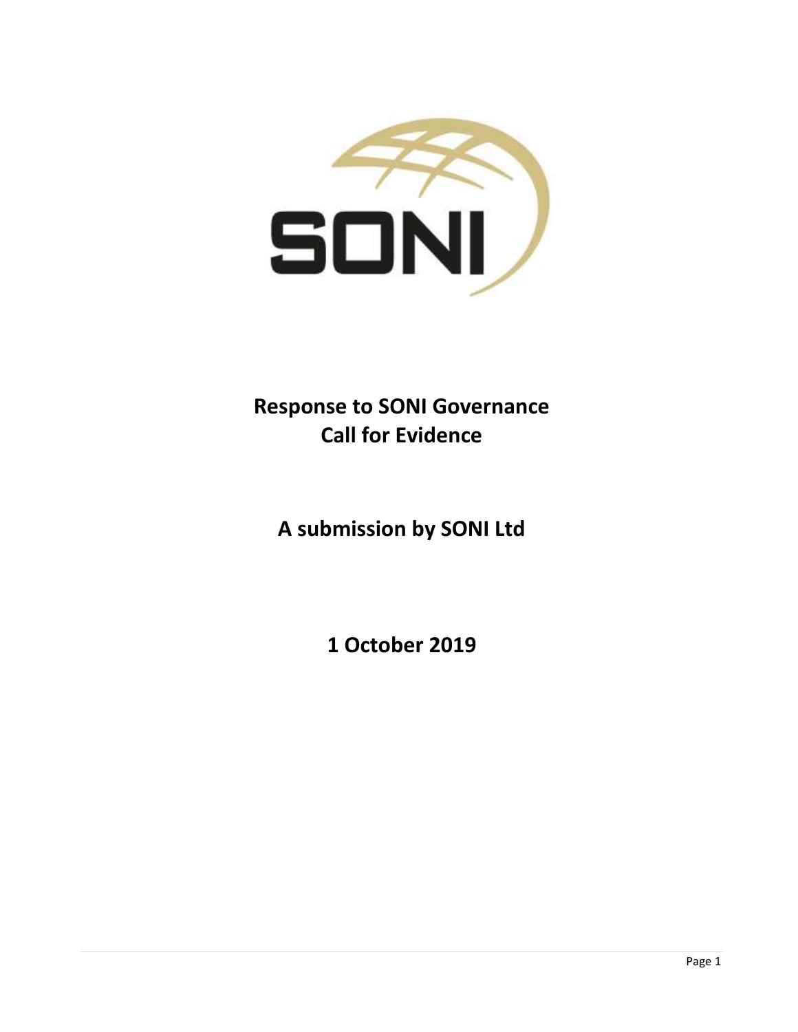# Response to SONI Governance Call for Evidence

## A submission by SONI Ltd

## 1 October 2019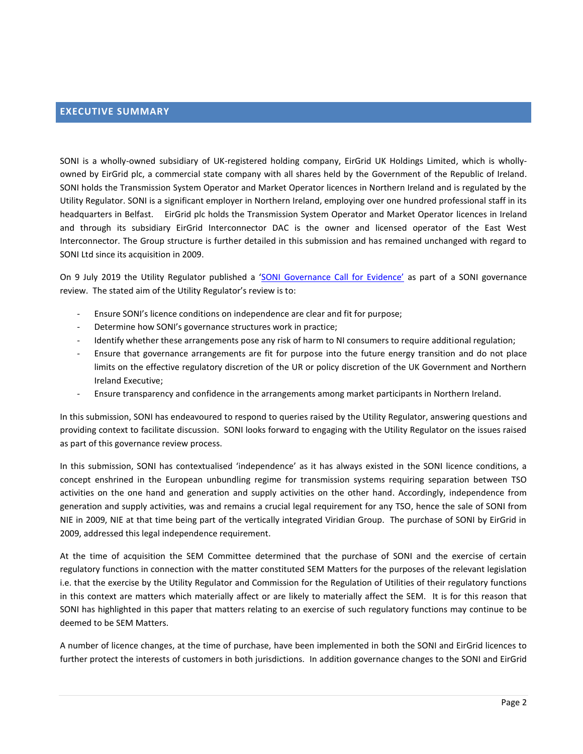## EXECUTIVE SUMMARY

SONI is a wholly-owned subsidiary of UK-registered holding company, EirGrid UK Holdings Limited, which is wholly-owned by EirGrid plc, a commercial state company with all shares held by the Government of the Republic of Ireland. SONI holds the Transmission System Operator and Market Operator licences in Northern Ireland and is regulated by the Utility Regulator. SONI is a significant employer in Northern Ireland, employing over one hundred professional staff in its headquarters in Belfast. EirGrid plc holds the Transmission System Operator and Market Operator licences in Ireland and through its subsidiary EirGrid Interconnector DAC is the owner and licensed operator of the East West Interconnector. The Group structure is further detailed in this submission and has remained unchanged with regard to SONI Ltd since its acquisition in 2009.

On 9 July 2019 the Utility Regulator published a 'SONI Governance Call for Evidence' as part of a SONI governance review. The stated aim of the Utility Regulator's review is to:

- Ensure SONI's licence conditions on independence are clear and fit for purpose;
- Determine how SONI's governance structures work in practice;
- Identify whether these arrangements pose any risk of harm to NI consumers to require additional regulation;
- Ensure that governance arrangements are fit for purpose into the future energy transition and do not place limits on the effective regulatory discretion of the UR or policy discretion of the UK Government and Northern Ireland Executive;
- Ensure transparency and confidence in the arrangements among market participants in Northern Ireland.

In this submission, SONI has endeavoured to respond to queries raised by the Utility Regulator, answering questions and providing context to facilitate discussion. SONI looks forward to engaging with the Utility Regulator on the issues raised as part of this governance review process.

In this submission, SONI has contextualised 'independence' as it has always existed in the SONI licence conditions, a concept enshrined in the European unbundling regime for transmission systems requiring separation between TSO activities on the one hand and generation and supply activities on the other hand. Accordingly, independence from generation and supply activities, was and remains a crucial legal requirement for any TSO, hence the sale of SONI from NIE in 2009, NIE at that time being part of the vertically integrated Viridian Group. The purchase of SONI by EirGrid in 2009, addressed this legal independence requirement.

At the time of acquisition the SEM Committee determined that the purchase of SONI and the exercise of certain regulatory functions in connection with the matter constituted SEM Matters for the purposes of the relevant legislation i.e. that the exercise by the Utility Regulator and Commission for the Regulation of Utilities of their regulatory functions in this context are matters which materially affect or are likely to materially affect the SEM. It is for this reason that SONI has highlighted in this paper that matters relating to an exercise of such regulatory functions may continue to be deemed to be SEM Matters.

A number of licence changes, at the time of purchase, have been implemented in both the SONI and EirGrid licences to further protect the interests of customers in both jurisdictions. In addition governance changes to the SONI and EirGrid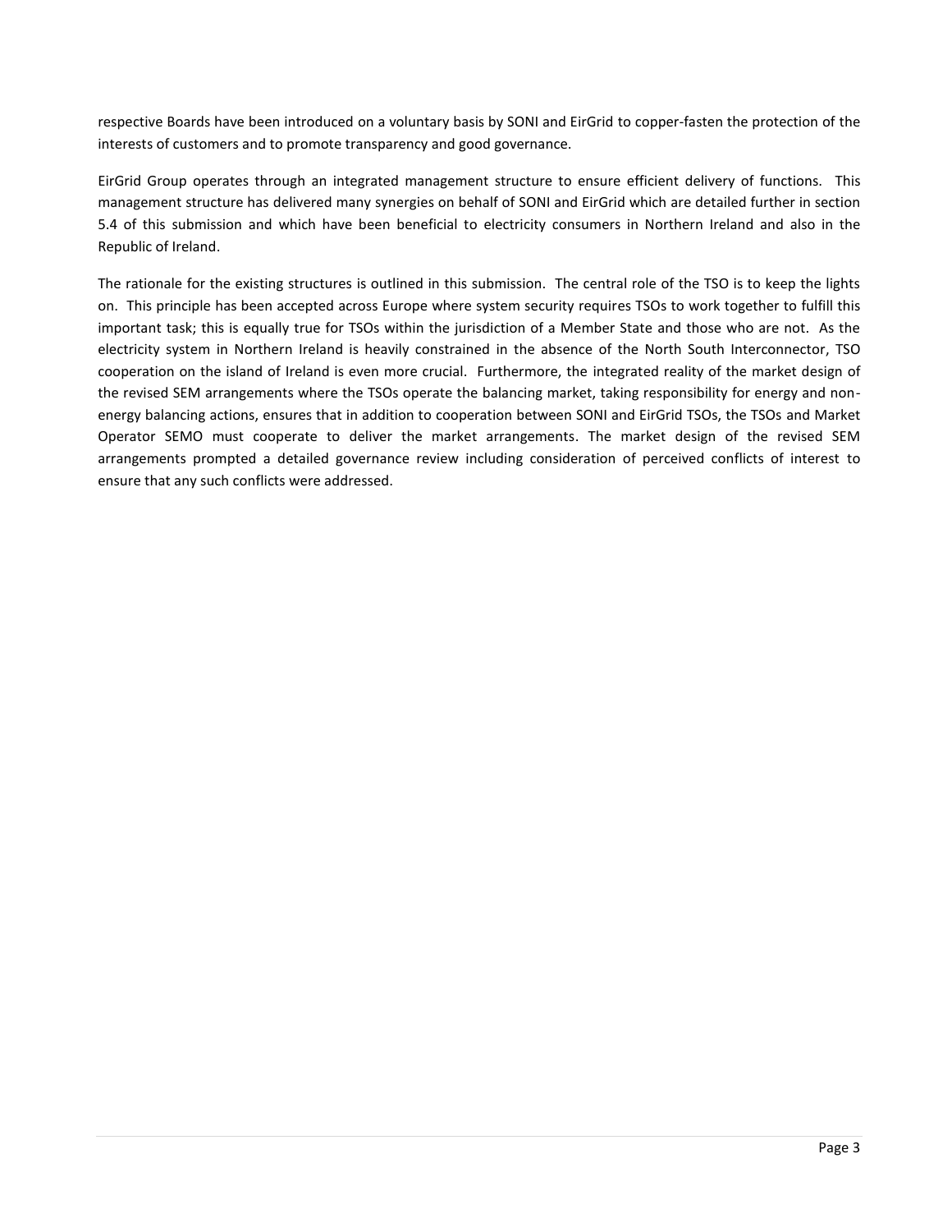respective Boards have been introduced on a voluntary basis by SONI and EirGrid to copper-fasten the protection of the interests of customers and to promote transparency and good governance.

EirGrid Group operates through an integrated management structure to ensure efficient delivery of functions. This management structure has delivered many synergies on behalf of SONI and EirGrid which are detailed further in section 5.4 of this submission and which have been beneficial to electricity consumers in Northern Ireland and also in the Republic of Ireland.

The rationale for the existing structures is outlined in this submission. The central role of the TSO is to keep the lights on. This principle has been accepted across Europe where system security requires TSOs to work together to fulfill this important task; this is equally true for TSOs within the jurisdiction of a Member State and those who are not. As the electricity system in Northern Ireland is heavily constrained in the absence of the North South Interconnector, TSO cooperation on the island of Ireland is even more crucial. Furthermore, the integrated reality of the market design of the revised SEM arrangements where the TSOs operate the balancing market, taking responsibility for energy and non-energy balancing actions, ensures that in addition to cooperation between SONI and EirGrid TSOs, the TSOs and Market Operator SEMO must cooperate to deliver the market arrangements. The market design of the revised SEM arrangements prompted a detailed governance review including consideration of perceived conflicts of interest to ensure that any such conflicts were addressed.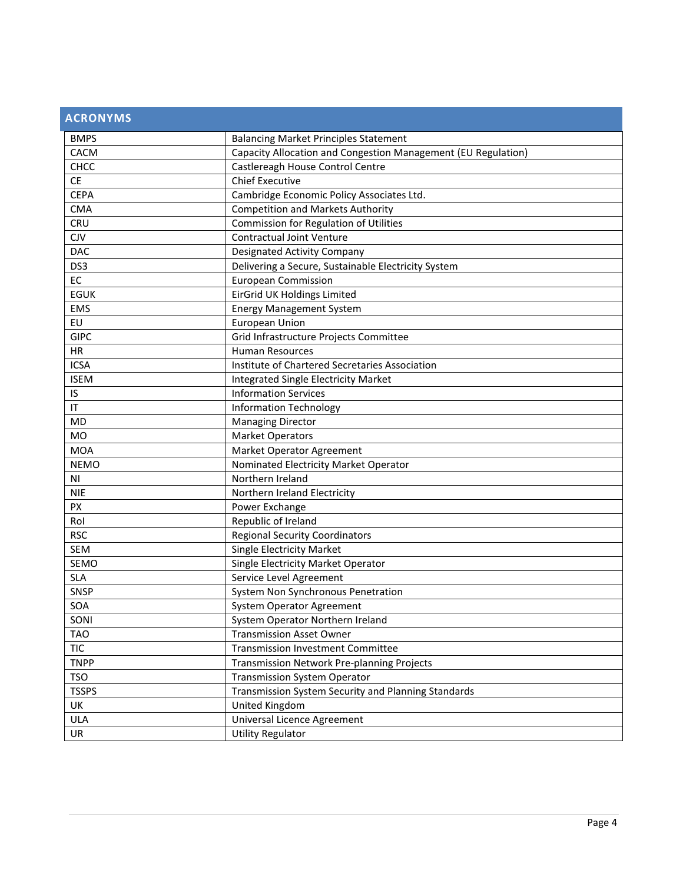## ACRONYMS

| | |
|---|---|
| BMPS | Balancing Market Principles Statement |
| CACM | Capacity Allocation and Congestion Management (EU Regulation) |
| CHCC | Castlereagh House Control Centre |
| CE | Chief Executive |
| CEPA | Cambridge Economic Policy Associates Ltd. |
| CMA | Competition and Markets Authority |
| CRU | Commission for Regulation of Utilities |
| CJV | Contractual Joint Venture |
| DAC | Designated Activity Company |
| DS3 | Delivering a Secure, Sustainable Electricity System |
| EC | European Commission |
| EGUK | EirGrid UK Holdings Limited |
| EMS | Energy Management System |
| EU | European Union |
| GIPC | Grid Infrastructure Projects Committee |
| HR | Human Resources |
| ICSA | Institute of Chartered Secretaries Association |
| ISEM | Integrated Single Electricity Market |
| IS | Information Services |
| IT | Information Technology |
| MD | Managing Director |
| MO | Market Operators |
| MOA | Market Operator Agreement |
| NEMO | Nominated Electricity Market Operator |
| NI | Northern Ireland |
| NIE | Northern Ireland Electricity |
| PX | Power Exchange |
| RoI | Republic of Ireland |
| RSC | Regional Security Coordinators |
| SEM | Single Electricity Market |
| SEMO | Single Electricity Market Operator |
| SLA | Service Level Agreement |
| SNSP | System Non Synchronous Penetration |
| SOA | System Operator Agreement |
| SONI | System Operator Northern Ireland |
| TAO | Transmission Asset Owner |
| TIC | Transmission Investment Committee |
| TNPP | Transmission Network Pre-planning Projects |
| TSO | Transmission System Operator |
| TSSPS | Transmission System Security and Planning Standards |
| UK | United Kingdom |
| ULA | Universal Licence Agreement |
| UR | Utility Regulator |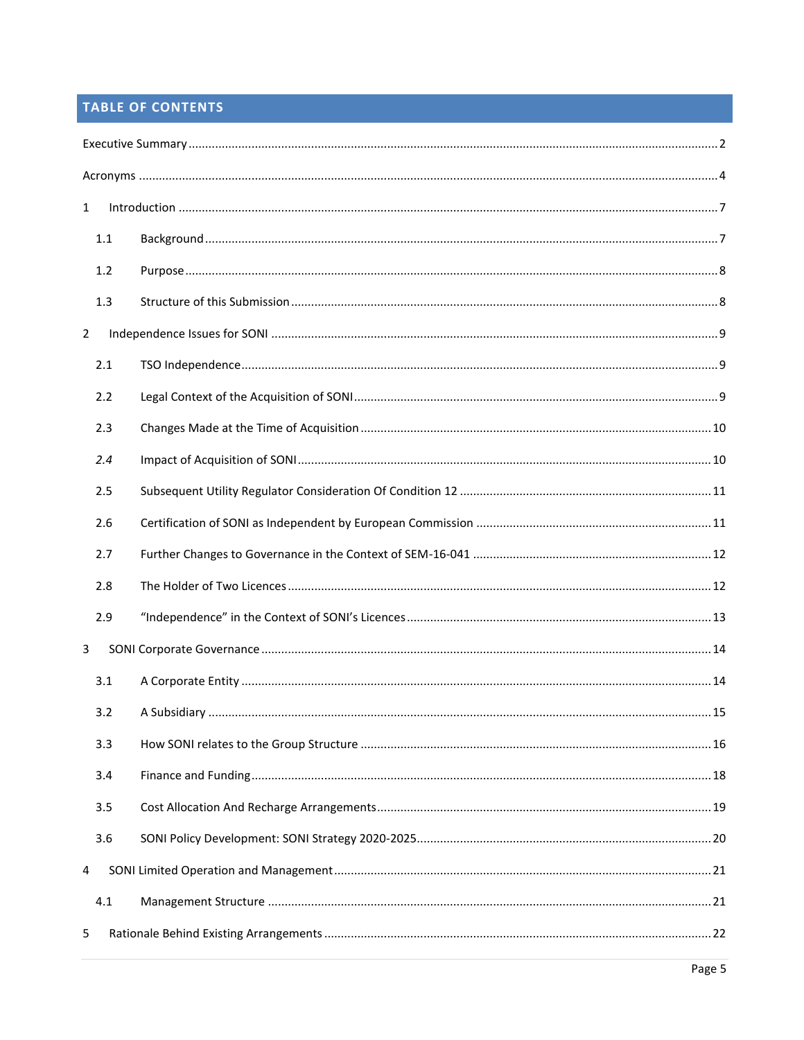## TABLE OF CONTENTS

Executive Summary ..... 2

Acronyms ..... 4

1 Introduction ..... 7

- 1.1 Background ..... 7
- 1.2 Purpose ..... 8
- 1.3 Structure of this Submission ..... 8

2 Independence Issues for SONI ..... 9

- 2.1 TSO Independence ..... 9
- 2.2 Legal Context of the Acquisition of SONI ..... 9
- 2.3 Changes Made at the Time of Acquisition ..... 10
- *2.4* Impact of Acquisition of SONI ..... 10
- 2.5 Subsequent Utility Regulator Consideration Of Condition 12 ..... 11
- 2.6 Certification of SONI as Independent by European Commission ..... 11
- 2.7 Further Changes to Governance in the Context of SEM-16-041 ..... 12
- 2.8 The Holder of Two Licences ..... 12
- 2.9 “Independence” in the Context of SONI’s Licences ..... 13

3 SONI Corporate Governance ..... 14

- 3.1 A Corporate Entity ..... 14
- 3.2 A Subsidiary ..... 15
- 3.3 How SONI relates to the Group Structure ..... 16
- 3.4 Finance and Funding ..... 18
- 3.5 Cost Allocation And Recharge Arrangements ..... 19
- 3.6 SONI Policy Development: SONI Strategy 2020-2025 ..... 20

4 SONI Limited Operation and Management ..... 21

- 4.1 Management Structure ..... 21

5 Rationale Behind Existing Arrangements ..... 22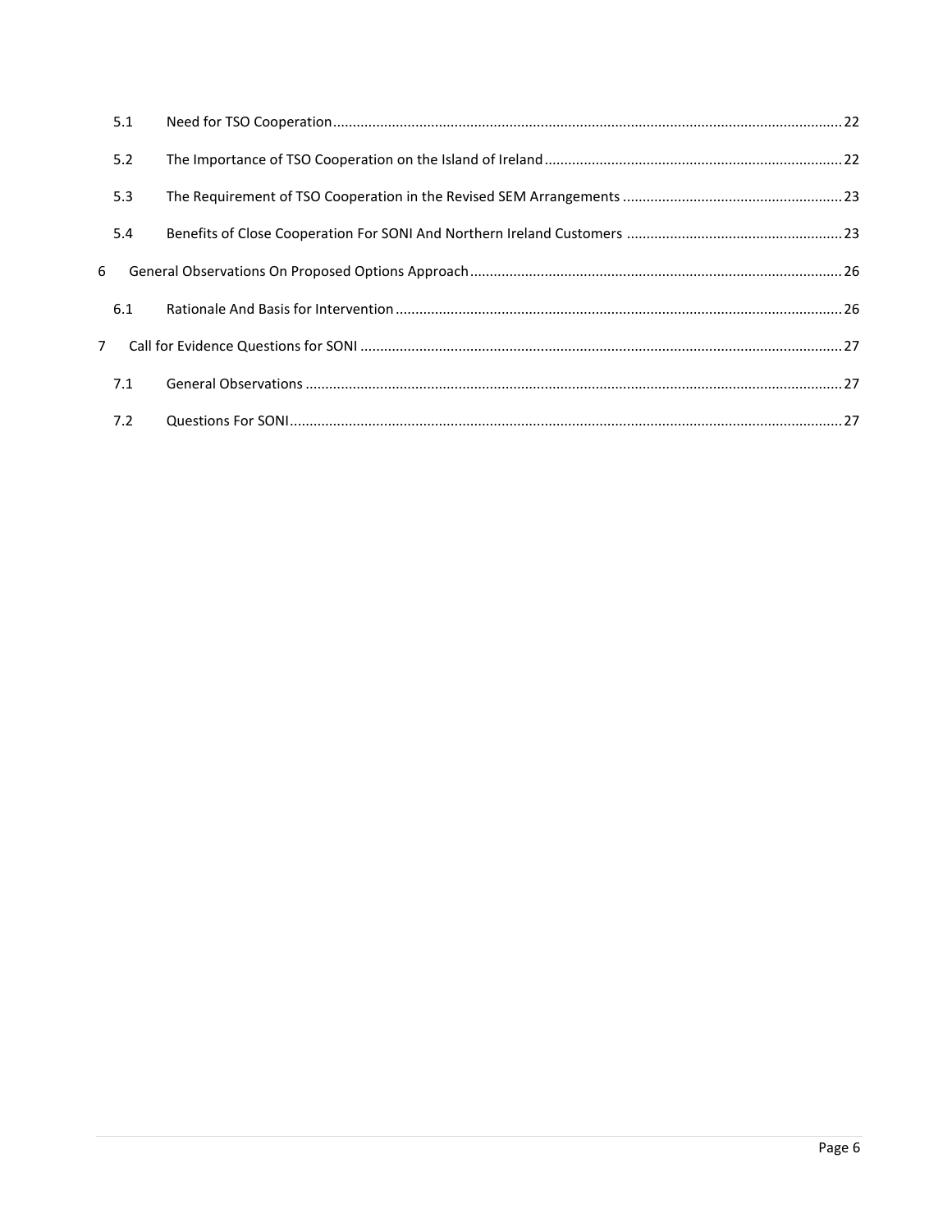| | | |
|---|---|---|
| 5.1 | Need for TSO Cooperation | 22 |
| 5.2 | The Importance of TSO Cooperation on the Island of Ireland | 22 |
| 5.3 | The Requirement of TSO Cooperation in the Revised SEM Arrangements | 23 |
| 5.4 | Benefits of Close Cooperation For SONI And Northern Ireland Customers | 23 |
| 6 | General Observations On Proposed Options Approach | 26 |
| 6.1 | Rationale And Basis for Intervention | 26 |
| 7 | Call for Evidence Questions for SONI | 27 |
| 7.1 | General Observations | 27 |
| 7.2 | Questions For SONI | 27 |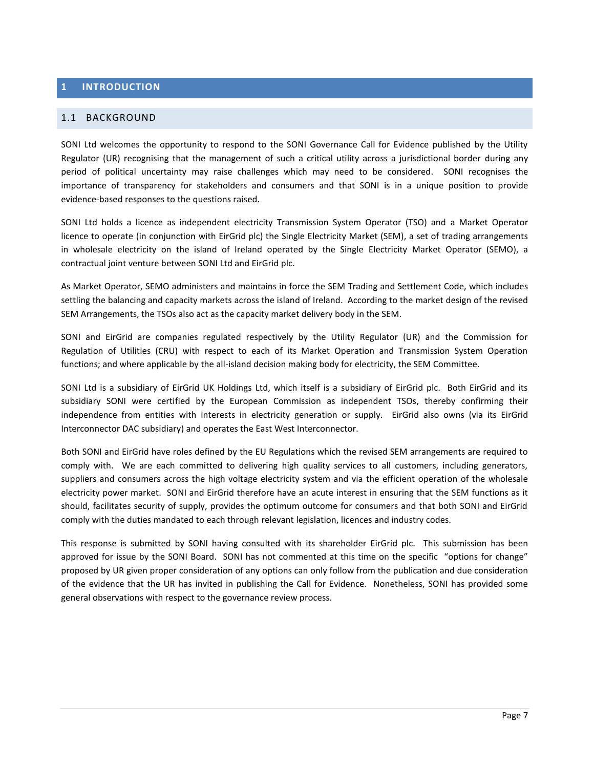# 1 INTRODUCTION

## 1.1 BACKGROUND

SONI Ltd welcomes the opportunity to respond to the SONI Governance Call for Evidence published by the Utility Regulator (UR) recognising that the management of such a critical utility across a jurisdictional border during any period of political uncertainty may raise challenges which may need to be considered. SONI recognises the importance of transparency for stakeholders and consumers and that SONI is in a unique position to provide evidence-based responses to the questions raised.

SONI Ltd holds a licence as independent electricity Transmission System Operator (TSO) and a Market Operator licence to operate (in conjunction with EirGrid plc) the Single Electricity Market (SEM), a set of trading arrangements in wholesale electricity on the island of Ireland operated by the Single Electricity Market Operator (SEMO), a contractual joint venture between SONI Ltd and EirGrid plc.

As Market Operator, SEMO administers and maintains in force the SEM Trading and Settlement Code, which includes settling the balancing and capacity markets across the island of Ireland. According to the market design of the revised SEM Arrangements, the TSOs also act as the capacity market delivery body in the SEM.

SONI and EirGrid are companies regulated respectively by the Utility Regulator (UR) and the Commission for Regulation of Utilities (CRU) with respect to each of its Market Operation and Transmission System Operation functions; and where applicable by the all-island decision making body for electricity, the SEM Committee.

SONI Ltd is a subsidiary of EirGrid UK Holdings Ltd, which itself is a subsidiary of EirGrid plc. Both EirGrid and its subsidiary SONI were certified by the European Commission as independent TSOs, thereby confirming their independence from entities with interests in electricity generation or supply. EirGrid also owns (via its EirGrid Interconnector DAC subsidiary) and operates the East West Interconnector.

Both SONI and EirGrid have roles defined by the EU Regulations which the revised SEM arrangements are required to comply with. We are each committed to delivering high quality services to all customers, including generators, suppliers and consumers across the high voltage electricity system and via the efficient operation of the wholesale electricity power market. SONI and EirGrid therefore have an acute interest in ensuring that the SEM functions as it should, facilitates security of supply, provides the optimum outcome for consumers and that both SONI and EirGrid comply with the duties mandated to each through relevant legislation, licences and industry codes.

This response is submitted by SONI having consulted with its shareholder EirGrid plc. This submission has been approved for issue by the SONI Board. SONI has not commented at this time on the specific "options for change" proposed by UR given proper consideration of any options can only follow from the publication and due consideration of the evidence that the UR has invited in publishing the Call for Evidence. Nonetheless, SONI has provided some general observations with respect to the governance review process.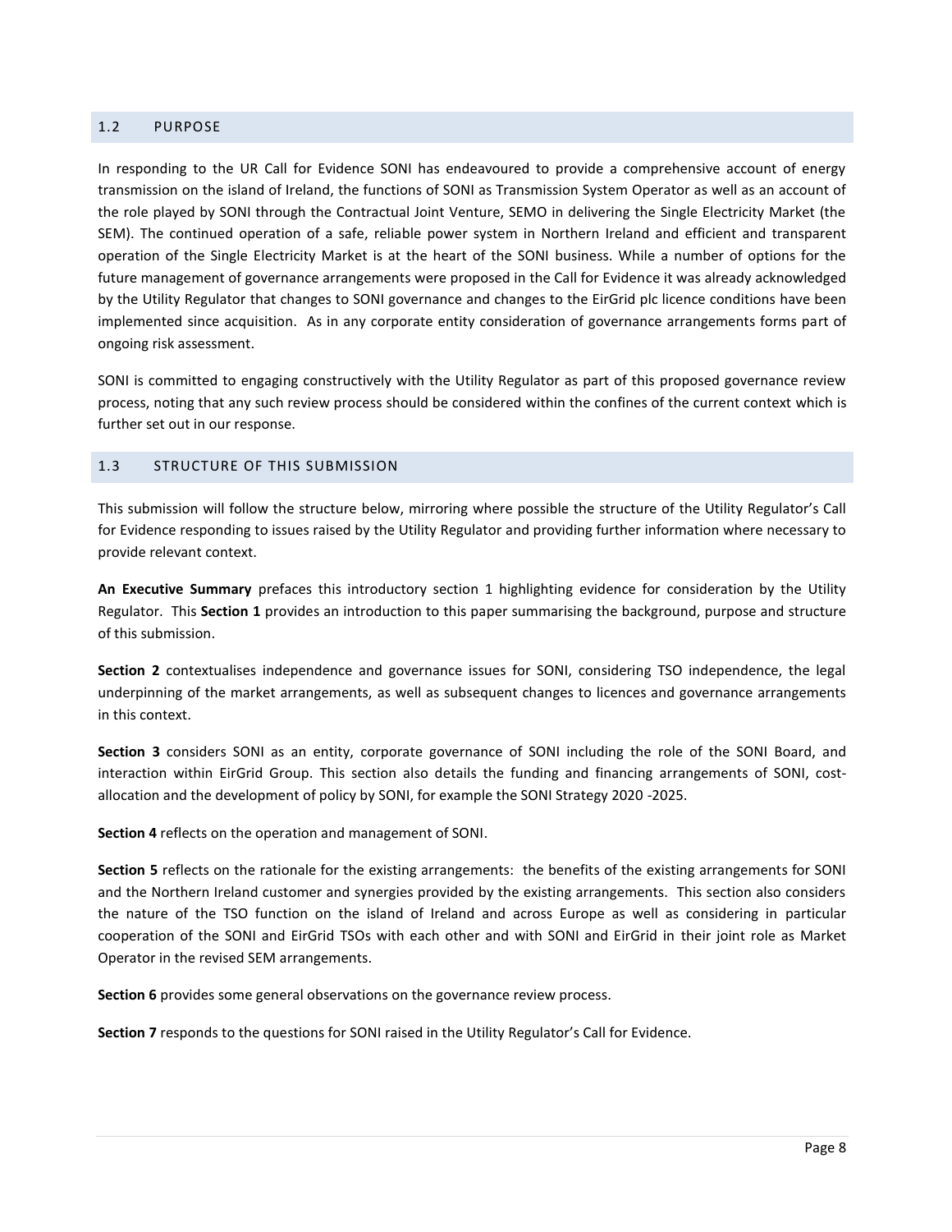## 1.2 PURPOSE

In responding to the UR Call for Evidence SONI has endeavoured to provide a comprehensive account of energy transmission on the island of Ireland, the functions of SONI as Transmission System Operator as well as an account of the role played by SONI through the Contractual Joint Venture, SEMO in delivering the Single Electricity Market (the SEM). The continued operation of a safe, reliable power system in Northern Ireland and efficient and transparent operation of the Single Electricity Market is at the heart of the SONI business. While a number of options for the future management of governance arrangements were proposed in the Call for Evidence it was already acknowledged by the Utility Regulator that changes to SONI governance and changes to the EirGrid plc licence conditions have been implemented since acquisition. As in any corporate entity consideration of governance arrangements forms part of ongoing risk assessment.

SONI is committed to engaging constructively with the Utility Regulator as part of this proposed governance review process, noting that any such review process should be considered within the confines of the current context which is further set out in our response.

## 1.3 STRUCTURE OF THIS SUBMISSION

This submission will follow the structure below, mirroring where possible the structure of the Utility Regulator's Call for Evidence responding to issues raised by the Utility Regulator and providing further information where necessary to provide relevant context.

**An Executive Summary** prefaces this introductory section 1 highlighting evidence for consideration by the Utility Regulator. This **Section 1** provides an introduction to this paper summarising the background, purpose and structure of this submission.

**Section 2** contextualises independence and governance issues for SONI, considering TSO independence, the legal underpinning of the market arrangements, as well as subsequent changes to licences and governance arrangements in this context.

**Section 3** considers SONI as an entity, corporate governance of SONI including the role of the SONI Board, and interaction within EirGrid Group. This section also details the funding and financing arrangements of SONI, cost-allocation and the development of policy by SONI, for example the SONI Strategy 2020 -2025.

**Section 4** reflects on the operation and management of SONI.

**Section 5** reflects on the rationale for the existing arrangements: the benefits of the existing arrangements for SONI and the Northern Ireland customer and synergies provided by the existing arrangements. This section also considers the nature of the TSO function on the island of Ireland and across Europe as well as considering in particular cooperation of the SONI and EirGrid TSOs with each other and with SONI and EirGrid in their joint role as Market Operator in the revised SEM arrangements.

**Section 6** provides some general observations on the governance review process.

**Section 7** responds to the questions for SONI raised in the Utility Regulator's Call for Evidence.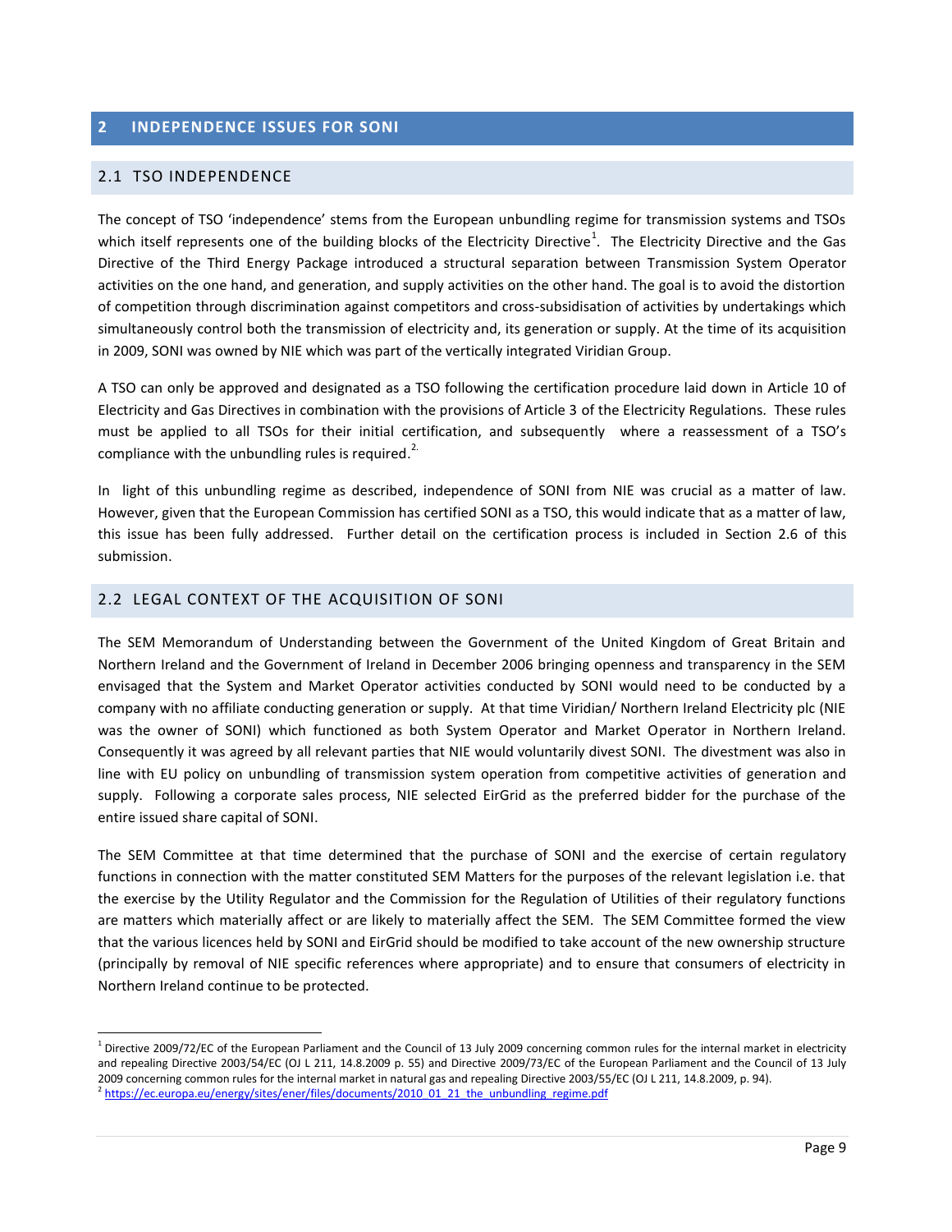## 2 INDEPENDENCE ISSUES FOR SONI

### 2.1 TSO INDEPENDENCE

The concept of TSO 'independence' stems from the European unbundling regime for transmission systems and TSOs which itself represents one of the building blocks of the Electricity Directive[1]. The Electricity Directive and the Gas Directive of the Third Energy Package introduced a structural separation between Transmission System Operator activities on the one hand, and generation, and supply activities on the other hand. The goal is to avoid the distortion of competition through discrimination against competitors and cross-subsidisation of activities by undertakings which simultaneously control both the transmission of electricity and, its generation or supply. At the time of its acquisition in 2009, SONI was owned by NIE which was part of the vertically integrated Viridian Group.

A TSO can only be approved and designated as a TSO following the certification procedure laid down in Article 10 of Electricity and Gas Directives in combination with the provisions of Article 3 of the Electricity Regulations. These rules must be applied to all TSOs for their initial certification, and subsequently where a reassessment of a TSO's compliance with the unbundling rules is required.[2]

In light of this unbundling regime as described, independence of SONI from NIE was crucial as a matter of law. However, given that the European Commission has certified SONI as a TSO, this would indicate that as a matter of law, this issue has been fully addressed. Further detail on the certification process is included in Section 2.6 of this submission.

### 2.2 LEGAL CONTEXT OF THE ACQUISITION OF SONI

The SEM Memorandum of Understanding between the Government of the United Kingdom of Great Britain and Northern Ireland and the Government of Ireland in December 2006 bringing openness and transparency in the SEM envisaged that the System and Market Operator activities conducted by SONI would need to be conducted by a company with no affiliate conducting generation or supply. At that time Viridian/ Northern Ireland Electricity plc (NIE was the owner of SONI) which functioned as both System Operator and Market Operator in Northern Ireland. Consequently it was agreed by all relevant parties that NIE would voluntarily divest SONI. The divestment was also in line with EU policy on unbundling of transmission system operation from competitive activities of generation and supply. Following a corporate sales process, NIE selected EirGrid as the preferred bidder for the purchase of the entire issued share capital of SONI.

The SEM Committee at that time determined that the purchase of SONI and the exercise of certain regulatory functions in connection with the matter constituted SEM Matters for the purposes of the relevant legislation i.e. that the exercise by the Utility Regulator and the Commission for the Regulation of Utilities of their regulatory functions are matters which materially affect or are likely to materially affect the SEM. The SEM Committee formed the view that the various licences held by SONI and EirGrid should be modified to take account of the new ownership structure (principally by removal of NIE specific references where appropriate) and to ensure that consumers of electricity in Northern Ireland continue to be protected.

---

[1] Directive 2009/72/EC of the European Parliament and the Council of 13 July 2009 concerning common rules for the internal market in electricity and repealing Directive 2003/54/EC (OJ L 211, 14.8.2009 p. 55) and Directive 2009/73/EC of the European Parliament and the Council of 13 July 2009 concerning common rules for the internal market in natural gas and repealing Directive 2003/55/EC (OJ L 211, 14.8.2009, p. 94).

[2] https://ec.europa.eu/energy/sites/ener/files/documents/2010_01_21_the_unbundling_regime.pdf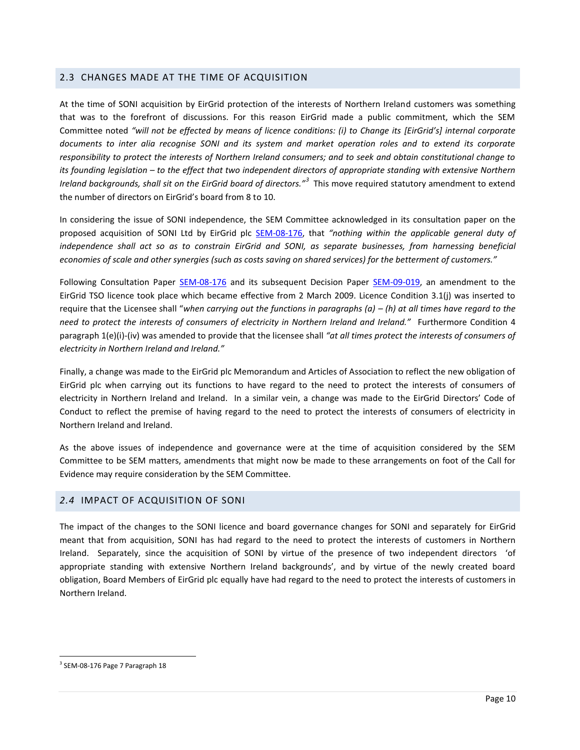## 2.3 CHANGES MADE AT THE TIME OF ACQUISITION

At the time of SONI acquisition by EirGrid protection of the interests of Northern Ireland customers was something that was to the forefront of discussions. For this reason EirGrid made a public commitment, which the SEM Committee noted *"will not be effected by means of licence conditions: (i) to Change its [EirGrid's] internal corporate documents to inter alia recognise SONI and its system and market operation roles and to extend its corporate responsibility to protect the interests of Northern Ireland consumers; and to seek and obtain constitutional change to its founding legislation – to the effect that two independent directors of appropriate standing with extensive Northern Ireland backgrounds, shall sit on the EirGrid board of directors."*[3] This move required statutory amendment to extend the number of directors on EirGrid's board from 8 to 10.

In considering the issue of SONI independence, the SEM Committee acknowledged in its consultation paper on the proposed acquisition of SONI Ltd by EirGrid plc SEM-08-176, that *"nothing within the applicable general duty of independence shall act so as to constrain EirGrid and SONI, as separate businesses, from harnessing beneficial economies of scale and other synergies (such as costs saving on shared services) for the betterment of customers."*

Following Consultation Paper SEM-08-176 and its subsequent Decision Paper SEM-09-019, an amendment to the EirGrid TSO licence took place which became effective from 2 March 2009. Licence Condition 3.1(j) was inserted to require that the Licensee shall "*when carrying out the functions in paragraphs (a) – (h) at all times have regard to the need to protect the interests of consumers of electricity in Northern Ireland and Ireland."* Furthermore Condition 4 paragraph 1(e)(i)-(iv) was amended to provide that the licensee shall *"at all times protect the interests of consumers of electricity in Northern Ireland and Ireland."*

Finally, a change was made to the EirGrid plc Memorandum and Articles of Association to reflect the new obligation of EirGrid plc when carrying out its functions to have regard to the need to protect the interests of consumers of electricity in Northern Ireland and Ireland. In a similar vein, a change was made to the EirGrid Directors' Code of Conduct to reflect the premise of having regard to the need to protect the interests of consumers of electricity in Northern Ireland and Ireland.

As the above issues of independence and governance were at the time of acquisition considered by the SEM Committee to be SEM matters, amendments that might now be made to these arrangements on foot of the Call for Evidence may require consideration by the SEM Committee.

## *2.4* IMPACT OF ACQUISITION OF SONI

The impact of the changes to the SONI licence and board governance changes for SONI and separately for EirGrid meant that from acquisition, SONI has had regard to the need to protect the interests of customers in Northern Ireland. Separately, since the acquisition of SONI by virtue of the presence of two independent directors 'of appropriate standing with extensive Northern Ireland backgrounds', and by virtue of the newly created board obligation, Board Members of EirGrid plc equally have had regard to the need to protect the interests of customers in Northern Ireland.

---

[3] SEM-08-176 Page 7 Paragraph 18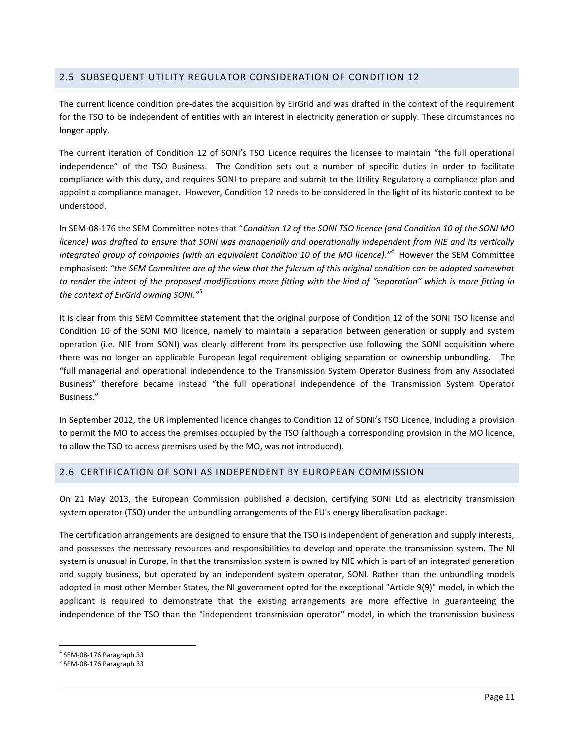## 2.5 SUBSEQUENT UTILITY REGULATOR CONSIDERATION OF CONDITION 12

The current licence condition pre-dates the acquisition by EirGrid and was drafted in the context of the requirement for the TSO to be independent of entities with an interest in electricity generation or supply. These circumstances no longer apply.

The current iteration of Condition 12 of SONI's TSO Licence requires the licensee to maintain "the full operational independence" of the TSO Business. The Condition sets out a number of specific duties in order to facilitate compliance with this duty, and requires SONI to prepare and submit to the Utility Regulatory a compliance plan and appoint a compliance manager. However, Condition 12 needs to be considered in the light of its historic context to be understood.

In SEM-08-176 the SEM Committee notes that "*Condition 12 of the SONI TSO licence (and Condition 10 of the SONI MO licence) was drafted to ensure that SONI was managerially and operationally independent from NIE and its vertically integrated group of companies (with an equivalent Condition 10 of the MO licence).*"[4] However the SEM Committee emphasised: *"the SEM Committee are of the view that the fulcrum of this original condition can be adapted somewhat to render the intent of the proposed modifications more fitting with the kind of "separation" which is more fitting in the context of EirGrid owning SONI."*[5]

It is clear from this SEM Committee statement that the original purpose of Condition 12 of the SONI TSO license and Condition 10 of the SONI MO licence, namely to maintain a separation between generation or supply and system operation (i.e. NIE from SONI) was clearly different from its perspective use following the SONI acquisition where there was no longer an applicable European legal requirement obliging separation or ownership unbundling. The "full managerial and operational independence to the Transmission System Operator Business from any Associated Business" therefore became instead "the full operational independence of the Transmission System Operator Business."

In September 2012, the UR implemented licence changes to Condition 12 of SONI's TSO Licence, including a provision to permit the MO to access the premises occupied by the TSO (although a corresponding provision in the MO licence, to allow the TSO to access premises used by the MO, was not introduced).

## 2.6 CERTIFICATION OF SONI AS INDEPENDENT BY EUROPEAN COMMISSION

On 21 May 2013, the European Commission published a decision, certifying SONI Ltd as electricity transmission system operator (TSO) under the unbundling arrangements of the EU's energy liberalisation package.

The certification arrangements are designed to ensure that the TSO is independent of generation and supply interests, and possesses the necessary resources and responsibilities to develop and operate the transmission system. The NI system is unusual in Europe, in that the transmission system is owned by NIE which is part of an integrated generation and supply business, but operated by an independent system operator, SONI. Rather than the unbundling models adopted in most other Member States, the NI government opted for the exceptional "Article 9(9)" model, in which the applicant is required to demonstrate that the existing arrangements are more effective in guaranteeing the independence of the TSO than the "independent transmission operator" model, in which the transmission business

---

[4] SEM-08-176 Paragraph 33

[5] SEM-08-176 Paragraph 33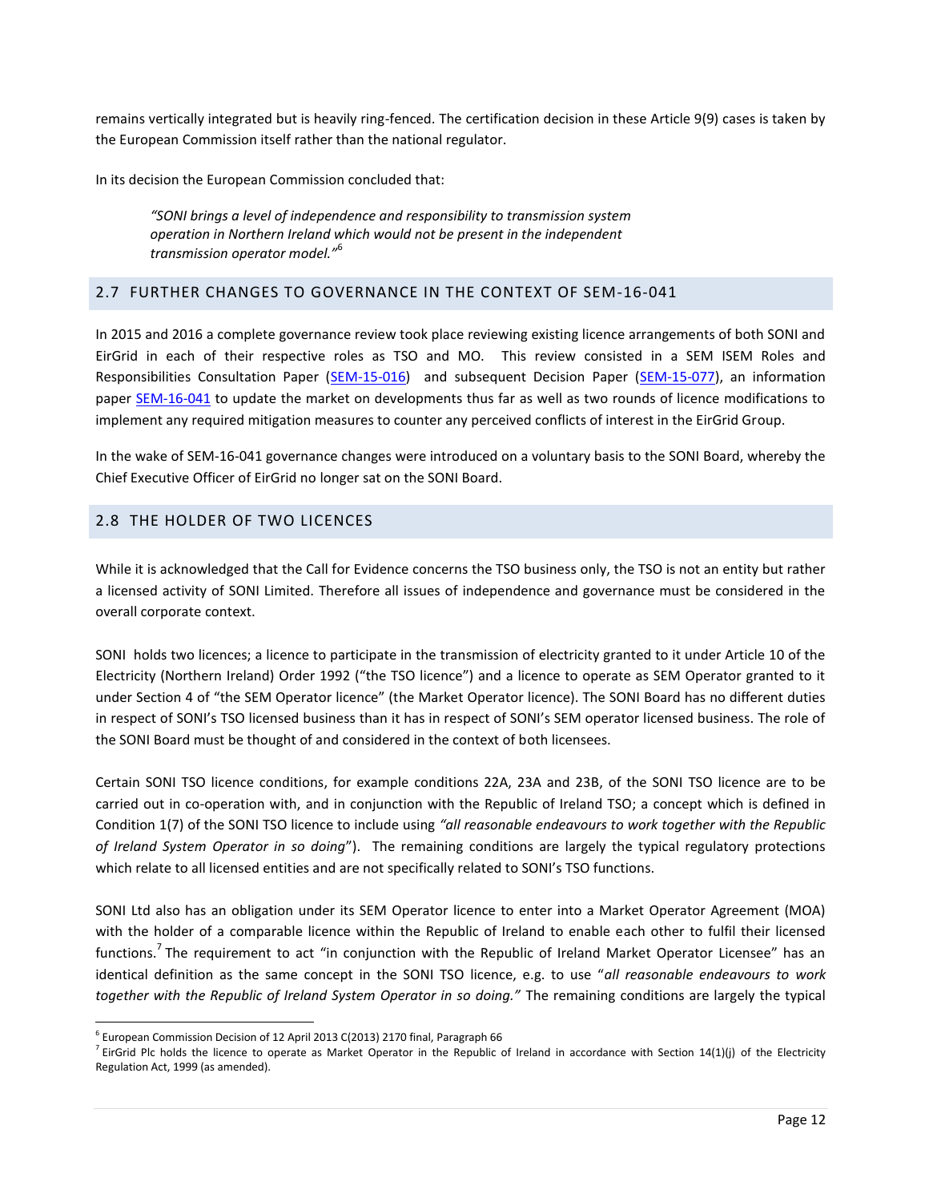remains vertically integrated but is heavily ring-fenced. The certification decision in these Article 9(9) cases is taken by the European Commission itself rather than the national regulator.

In its decision the European Commission concluded that:

> *"SONI brings a level of independence and responsibility to transmission system operation in Northern Ireland which would not be present in the independent transmission operator model."*[6]

## 2.7 FURTHER CHANGES TO GOVERNANCE IN THE CONTEXT OF SEM-16-041

In 2015 and 2016 a complete governance review took place reviewing existing licence arrangements of both SONI and EirGrid in each of their respective roles as TSO and MO. This review consisted in a SEM ISEM Roles and Responsibilities Consultation Paper (SEM-15-016) and subsequent Decision Paper (SEM-15-077), an information paper SEM-16-041 to update the market on developments thus far as well as two rounds of licence modifications to implement any required mitigation measures to counter any perceived conflicts of interest in the EirGrid Group.

In the wake of SEM-16-041 governance changes were introduced on a voluntary basis to the SONI Board, whereby the Chief Executive Officer of EirGrid no longer sat on the SONI Board.

## 2.8 THE HOLDER OF TWO LICENCES

While it is acknowledged that the Call for Evidence concerns the TSO business only, the TSO is not an entity but rather a licensed activity of SONI Limited. Therefore all issues of independence and governance must be considered in the overall corporate context.

SONI holds two licences; a licence to participate in the transmission of electricity granted to it under Article 10 of the Electricity (Northern Ireland) Order 1992 ("the TSO licence") and a licence to operate as SEM Operator granted to it under Section 4 of "the SEM Operator licence" (the Market Operator licence). The SONI Board has no different duties in respect of SONI's TSO licensed business than it has in respect of SONI's SEM operator licensed business. The role of the SONI Board must be thought of and considered in the context of both licensees.

Certain SONI TSO licence conditions, for example conditions 22A, 23A and 23B, of the SONI TSO licence are to be carried out in co-operation with, and in conjunction with the Republic of Ireland TSO; a concept which is defined in Condition 1(7) of the SONI TSO licence to include using *"all reasonable endeavours to work together with the Republic of Ireland System Operator in so doing*"). The remaining conditions are largely the typical regulatory protections which relate to all licensed entities and are not specifically related to SONI's TSO functions.

SONI Ltd also has an obligation under its SEM Operator licence to enter into a Market Operator Agreement (MOA) with the holder of a comparable licence within the Republic of Ireland to enable each other to fulfil their licensed functions.[7] The requirement to act "in conjunction with the Republic of Ireland Market Operator Licensee" has an identical definition as the same concept in the SONI TSO licence, e.g. to use "*all reasonable endeavours to work together with the Republic of Ireland System Operator in so doing."* The remaining conditions are largely the typical

---

[6] European Commission Decision of 12 April 2013 C(2013) 2170 final, Paragraph 66

[7] EirGrid Plc holds the licence to operate as Market Operator in the Republic of Ireland in accordance with Section 14(1)(j) of the Electricity Regulation Act, 1999 (as amended).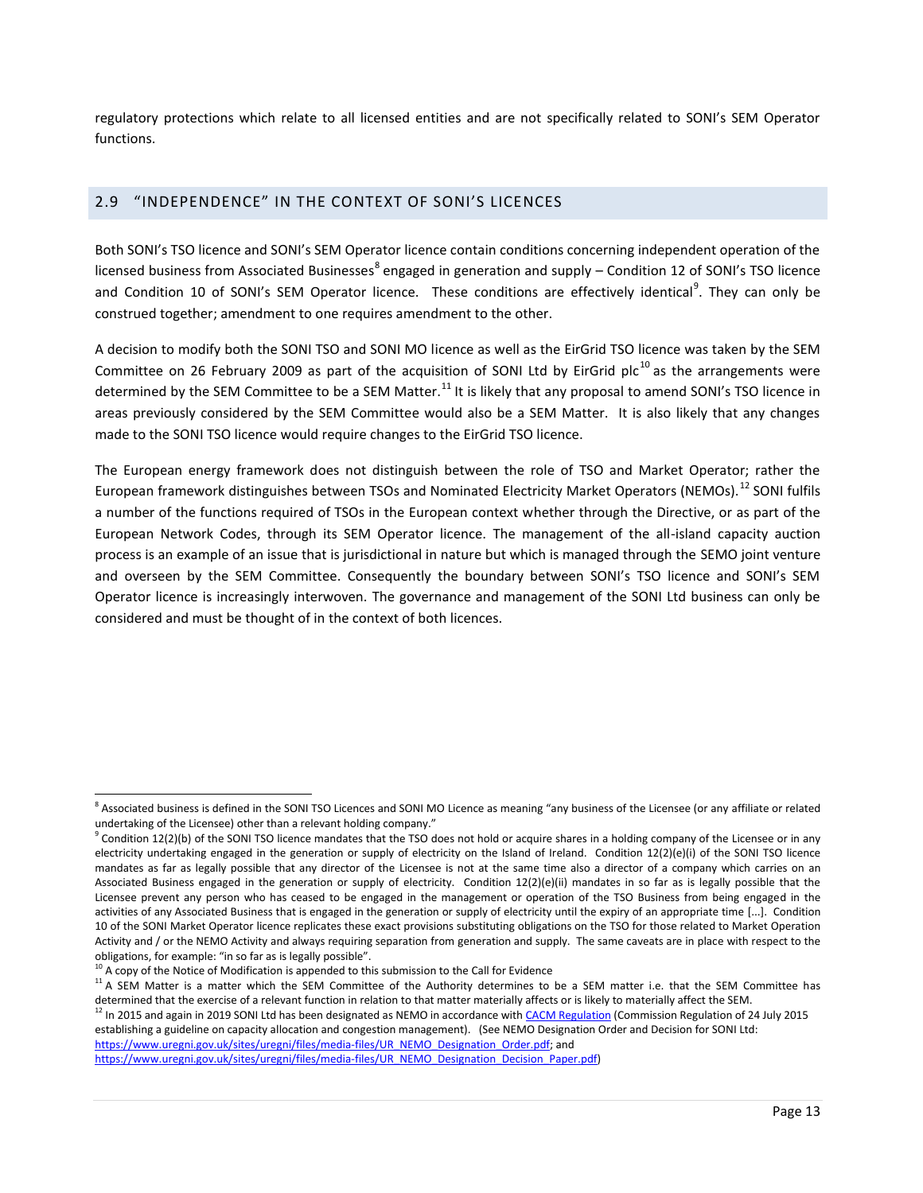regulatory protections which relate to all licensed entities and are not specifically related to SONI's SEM Operator functions.

## 2.9 "INDEPENDENCE" IN THE CONTEXT OF SONI'S LICENCES

Both SONI's TSO licence and SONI's SEM Operator licence contain conditions concerning independent operation of the licensed business from Associated Businesses[8] engaged in generation and supply – Condition 12 of SONI's TSO licence and Condition 10 of SONI's SEM Operator licence. These conditions are effectively identical[9]. They can only be construed together; amendment to one requires amendment to the other.

A decision to modify both the SONI TSO and SONI MO licence as well as the EirGrid TSO licence was taken by the SEM Committee on 26 February 2009 as part of the acquisition of SONI Ltd by EirGrid plc[10] as the arrangements were determined by the SEM Committee to be a SEM Matter.[11] It is likely that any proposal to amend SONI's TSO licence in areas previously considered by the SEM Committee would also be a SEM Matter. It is also likely that any changes made to the SONI TSO licence would require changes to the EirGrid TSO licence.

The European energy framework does not distinguish between the role of TSO and Market Operator; rather the European framework distinguishes between TSOs and Nominated Electricity Market Operators (NEMOs).[12] SONI fulfils a number of the functions required of TSOs in the European context whether through the Directive, or as part of the European Network Codes, through its SEM Operator licence. The management of the all-island capacity auction process is an example of an issue that is jurisdictional in nature but which is managed through the SEMO joint venture and overseen by the SEM Committee. Consequently the boundary between SONI's TSO licence and SONI's SEM Operator licence is increasingly interwoven. The governance and management of the SONI Ltd business can only be considered and must be thought of in the context of both licences.

---

[8] Associated business is defined in the SONI TSO Licences and SONI MO Licence as meaning "any business of the Licensee (or any affiliate or related undertaking of the Licensee) other than a relevant holding company."

[9] Condition 12(2)(b) of the SONI TSO licence mandates that the TSO does not hold or acquire shares in a holding company of the Licensee or in any electricity undertaking engaged in the generation or supply of electricity on the Island of Ireland. Condition 12(2)(e)(i) of the SONI TSO licence mandates as far as legally possible that any director of the Licensee is not at the same time also a director of a company which carries on an Associated Business engaged in the generation or supply of electricity. Condition 12(2)(e)(ii) mandates in so far as is legally possible that the Licensee prevent any person who has ceased to be engaged in the management or operation of the TSO Business from being engaged in the activities of any Associated Business that is engaged in the generation or supply of electricity until the expiry of an appropriate time [...]. Condition 10 of the SONI Market Operator licence replicates these exact provisions substituting obligations on the TSO for those related to Market Operation Activity and / or the NEMO Activity and always requiring separation from generation and supply. The same caveats are in place with respect to the obligations, for example: "in so far as is legally possible".

[10] A copy of the Notice of Modification is appended to this submission to the Call for Evidence

[11] A SEM Matter is a matter which the SEM Committee of the Authority determines to be a SEM matter i.e. that the SEM Committee has determined that the exercise of a relevant function in relation to that matter materially affects or is likely to materially affect the SEM.

[12] In 2015 and again in 2019 SONI Ltd has been designated as NEMO in accordance with CACM Regulation (Commission Regulation of 24 July 2015 establishing a guideline on capacity allocation and congestion management). (See NEMO Designation Order and Decision for SONI Ltd: https://www.uregni.gov.uk/sites/uregni/files/media-files/UR_NEMO_Designation_Order.pdf; and https://www.uregni.gov.uk/sites/uregni/files/media-files/UR_NEMO_Designation_Decision_Paper.pdf)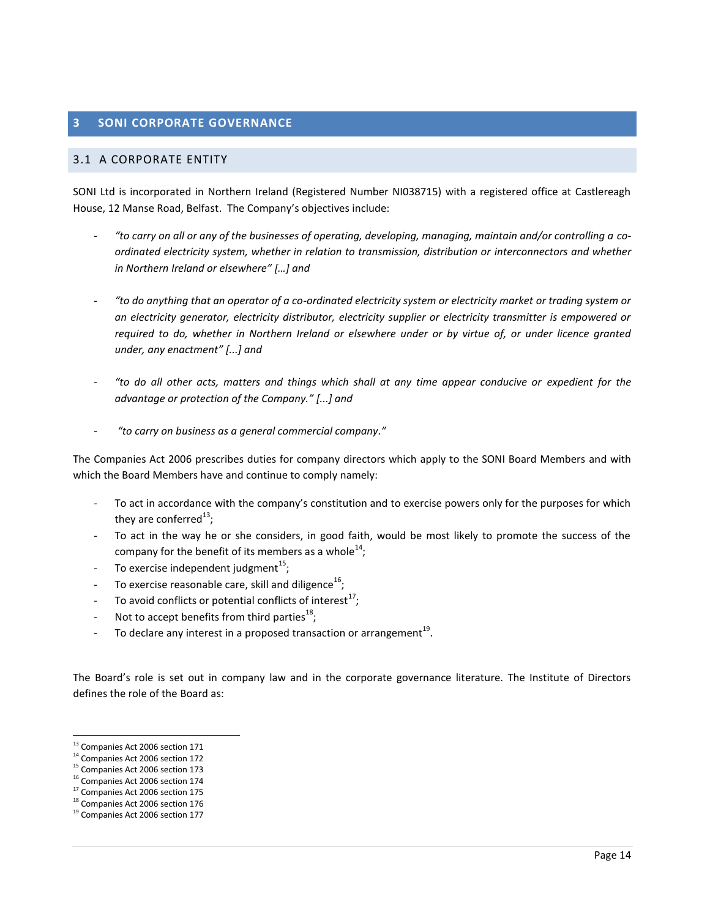## 3 SONI CORPORATE GOVERNANCE

### 3.1 A CORPORATE ENTITY

SONI Ltd is incorporated in Northern Ireland (Registered Number NI038715) with a registered office at Castlereagh House, 12 Manse Road, Belfast. The Company's objectives include:

- *"to carry on all or any of the businesses of operating, developing, managing, maintain and/or controlling a co-ordinated electricity system, whether in relation to transmission, distribution or interconnectors and whether in Northern Ireland or elsewhere" […] and*

- *"to do anything that an operator of a co-ordinated electricity system or electricity market or trading system or an electricity generator, electricity distributor, electricity supplier or electricity transmitter is empowered or required to do, whether in Northern Ireland or elsewhere under or by virtue of, or under licence granted under, any enactment" [...] and*

- *"to do all other acts, matters and things which shall at any time appear conducive or expedient for the advantage or protection of the Company." [...] and*

- *"to carry on business as a general commercial company."*

The Companies Act 2006 prescribes duties for company directors which apply to the SONI Board Members and with which the Board Members have and continue to comply namely:

- To act in accordance with the company's constitution and to exercise powers only for the purposes for which they are conferred[13];
- To act in the way he or she considers, in good faith, would be most likely to promote the success of the company for the benefit of its members as a whole[14];
- To exercise independent judgment[15];
- To exercise reasonable care, skill and diligence[16];
- To avoid conflicts or potential conflicts of interest[17];
- Not to accept benefits from third parties[18];
- To declare any interest in a proposed transaction or arrangement[19].

The Board's role is set out in company law and in the corporate governance literature. The Institute of Directors defines the role of the Board as:

---

[13] Companies Act 2006 section 171
[14] Companies Act 2006 section 172
[15] Companies Act 2006 section 173
[16] Companies Act 2006 section 174
[17] Companies Act 2006 section 175
[18] Companies Act 2006 section 176
[19] Companies Act 2006 section 177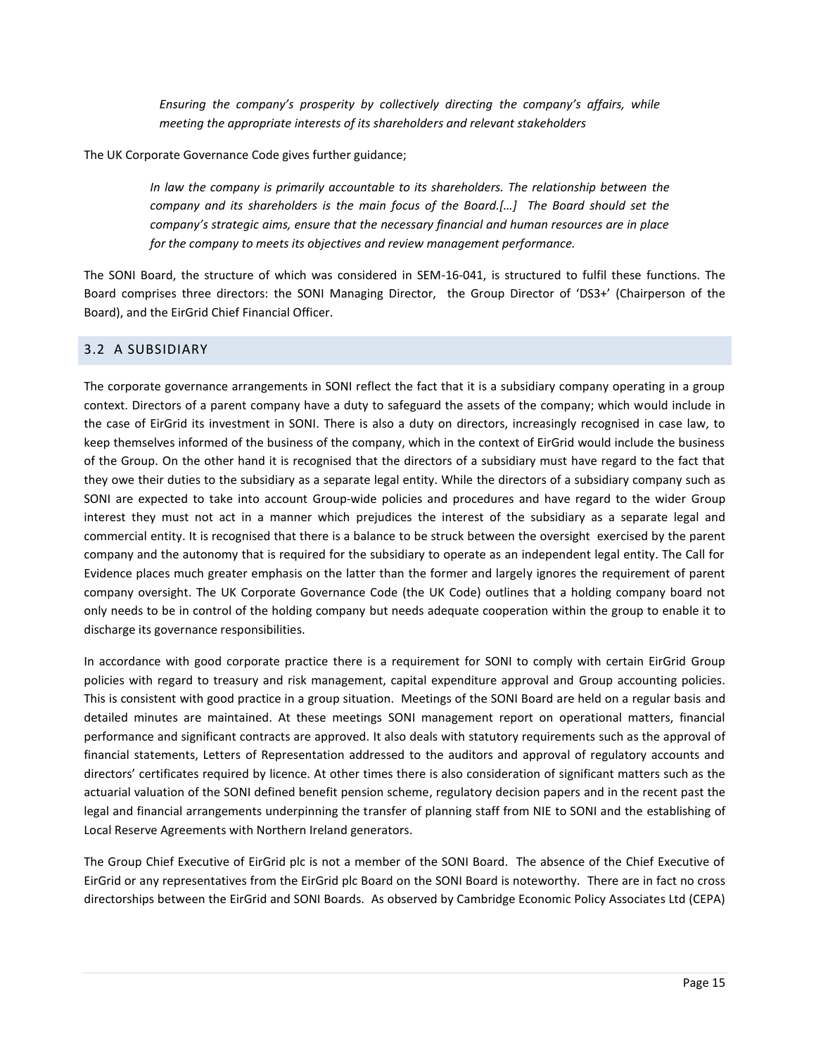> *Ensuring the company's prosperity by collectively directing the company's affairs, while meeting the appropriate interests of its shareholders and relevant stakeholders*

The UK Corporate Governance Code gives further guidance;

> *In law the company is primarily accountable to its shareholders. The relationship between the company and its shareholders is the main focus of the Board.[…] The Board should set the company's strategic aims, ensure that the necessary financial and human resources are in place for the company to meets its objectives and review management performance.*

The SONI Board, the structure of which was considered in SEM-16-041, is structured to fulfil these functions. The Board comprises three directors: the SONI Managing Director, the Group Director of 'DS3+' (Chairperson of the Board), and the EirGrid Chief Financial Officer.

## 3.2 A SUBSIDIARY

The corporate governance arrangements in SONI reflect the fact that it is a subsidiary company operating in a group context. Directors of a parent company have a duty to safeguard the assets of the company; which would include in the case of EirGrid its investment in SONI. There is also a duty on directors, increasingly recognised in case law, to keep themselves informed of the business of the company, which in the context of EirGrid would include the business of the Group. On the other hand it is recognised that the directors of a subsidiary must have regard to the fact that they owe their duties to the subsidiary as a separate legal entity. While the directors of a subsidiary company such as SONI are expected to take into account Group-wide policies and procedures and have regard to the wider Group interest they must not act in a manner which prejudices the interest of the subsidiary as a separate legal and commercial entity. It is recognised that there is a balance to be struck between the oversight exercised by the parent company and the autonomy that is required for the subsidiary to operate as an independent legal entity. The Call for Evidence places much greater emphasis on the latter than the former and largely ignores the requirement of parent company oversight. The UK Corporate Governance Code (the UK Code) outlines that a holding company board not only needs to be in control of the holding company but needs adequate cooperation within the group to enable it to discharge its governance responsibilities.

In accordance with good corporate practice there is a requirement for SONI to comply with certain EirGrid Group policies with regard to treasury and risk management, capital expenditure approval and Group accounting policies. This is consistent with good practice in a group situation. Meetings of the SONI Board are held on a regular basis and detailed minutes are maintained. At these meetings SONI management report on operational matters, financial performance and significant contracts are approved. It also deals with statutory requirements such as the approval of financial statements, Letters of Representation addressed to the auditors and approval of regulatory accounts and directors' certificates required by licence. At other times there is also consideration of significant matters such as the actuarial valuation of the SONI defined benefit pension scheme, regulatory decision papers and in the recent past the legal and financial arrangements underpinning the transfer of planning staff from NIE to SONI and the establishing of Local Reserve Agreements with Northern Ireland generators.

The Group Chief Executive of EirGrid plc is not a member of the SONI Board. The absence of the Chief Executive of EirGrid or any representatives from the EirGrid plc Board on the SONI Board is noteworthy. There are in fact no cross directorships between the EirGrid and SONI Boards. As observed by Cambridge Economic Policy Associates Ltd (CEPA)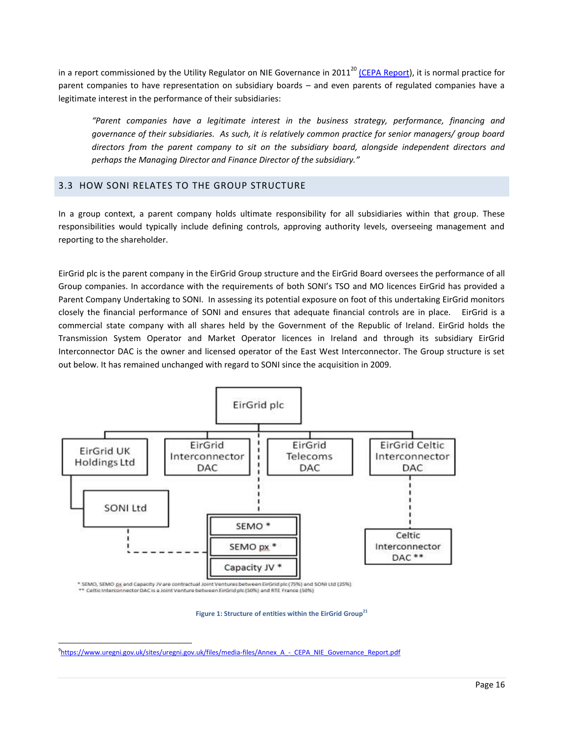in a report commissioned by the Utility Regulator on NIE Governance in 2011[20] (CEPA Report), it is normal practice for parent companies to have representation on subsidiary boards – and even parents of regulated companies have a legitimate interest in the performance of their subsidiaries:

> *"Parent companies have a legitimate interest in the business strategy, performance, financing and governance of their subsidiaries. As such, it is relatively common practice for senior managers/ group board directors from the parent company to sit on the subsidiary board, alongside independent directors and perhaps the Managing Director and Finance Director of the subsidiary."*

## 3.3 HOW SONI RELATES TO THE GROUP STRUCTURE

In a group context, a parent company holds ultimate responsibility for all subsidiaries within that group. These responsibilities would typically include defining controls, approving authority levels, overseeing management and reporting to the shareholder.

EirGrid plc is the parent company in the EirGrid Group structure and the EirGrid Board oversees the performance of all Group companies. In accordance with the requirements of both SONI's TSO and MO licences EirGrid has provided a Parent Company Undertaking to SONI. In assessing its potential exposure on foot of this undertaking EirGrid monitors closely the financial performance of SONI and ensures that adequate financial controls are in place. EirGrid is a commercial state company with all shares held by the Government of the Republic of Ireland. EirGrid holds the Transmission System Operator and Market Operator licences in Ireland and through its subsidiary EirGrid Interconnector DAC is the owner and licensed operator of the East West Interconnector. The Group structure is set out below. It has remained unchanged with regard to SONI since the acquisition in 2009.

\* SEMO, SEMO px and Capacity JV are contractual Joint Ventures between EirGrid plc (75%) and SONI Ltd (25%)
\*\* Celtic Interconnector DAC is a Joint Venture between EirGrid plc (50%) and RTE France (50%)

**Figure 1: Structure of entities within the EirGrid Group[21]**

---

[9]https://www.uregni.gov.uk/sites/uregni.gov.uk/files/media-files/Annex_A_-_CEPA_NIE_Governance_Report.pdf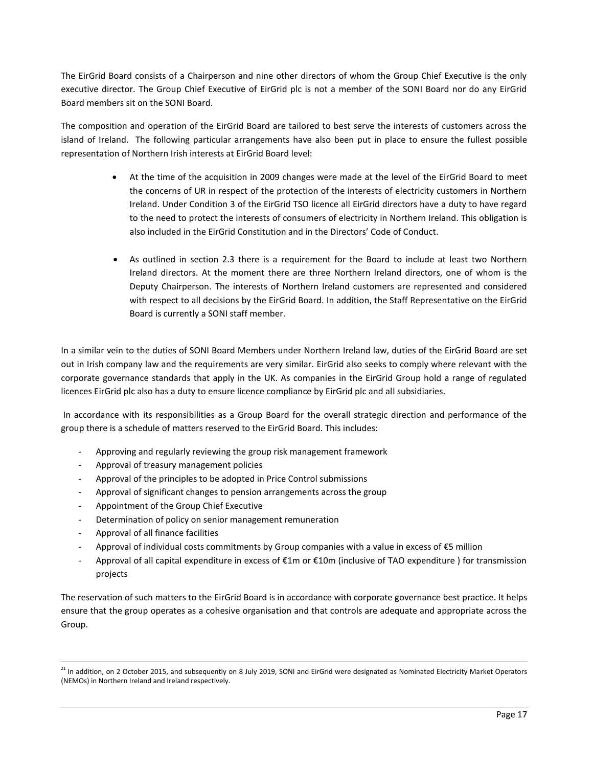The EirGrid Board consists of a Chairperson and nine other directors of whom the Group Chief Executive is the only executive director. The Group Chief Executive of EirGrid plc is not a member of the SONI Board nor do any EirGrid Board members sit on the SONI Board.

The composition and operation of the EirGrid Board are tailored to best serve the interests of customers across the island of Ireland. The following particular arrangements have also been put in place to ensure the fullest possible representation of Northern Irish interests at EirGrid Board level:

- At the time of the acquisition in 2009 changes were made at the level of the EirGrid Board to meet the concerns of UR in respect of the protection of the interests of electricity customers in Northern Ireland. Under Condition 3 of the EirGrid TSO licence all EirGrid directors have a duty to have regard to the need to protect the interests of consumers of electricity in Northern Ireland. This obligation is also included in the EirGrid Constitution and in the Directors' Code of Conduct.

- As outlined in section 2.3 there is a requirement for the Board to include at least two Northern Ireland directors. At the moment there are three Northern Ireland directors, one of whom is the Deputy Chairperson. The interests of Northern Ireland customers are represented and considered with respect to all decisions by the EirGrid Board. In addition, the Staff Representative on the EirGrid Board is currently a SONI staff member.

In a similar vein to the duties of SONI Board Members under Northern Ireland law, duties of the EirGrid Board are set out in Irish company law and the requirements are very similar. EirGrid also seeks to comply where relevant with the corporate governance standards that apply in the UK. As companies in the EirGrid Group hold a range of regulated licences EirGrid plc also has a duty to ensure licence compliance by EirGrid plc and all subsidiaries.

In accordance with its responsibilities as a Group Board for the overall strategic direction and performance of the group there is a schedule of matters reserved to the EirGrid Board. This includes:

- Approving and regularly reviewing the group risk management framework
- Approval of treasury management policies
- Approval of the principles to be adopted in Price Control submissions
- Approval of significant changes to pension arrangements across the group
- Appointment of the Group Chief Executive
- Determination of policy on senior management remuneration
- Approval of all finance facilities
- Approval of individual costs commitments by Group companies with a value in excess of €5 million
- Approval of all capital expenditure in excess of €1m or €10m (inclusive of TAO expenditure ) for transmission projects

The reservation of such matters to the EirGrid Board is in accordance with corporate governance best practice. It helps ensure that the group operates as a cohesive organisation and that controls are adequate and appropriate across the Group.

---

[21] In addition, on 2 October 2015, and subsequently on 8 July 2019, SONI and EirGrid were designated as Nominated Electricity Market Operators (NEMOs) in Northern Ireland and Ireland respectively.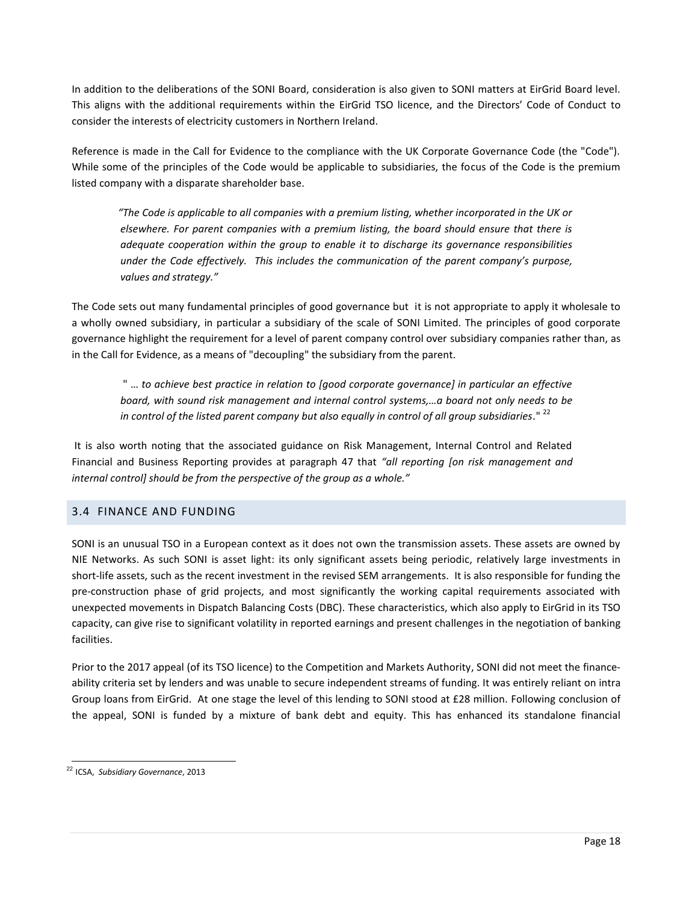In addition to the deliberations of the SONI Board, consideration is also given to SONI matters at EirGrid Board level. This aligns with the additional requirements within the EirGrid TSO licence, and the Directors' Code of Conduct to consider the interests of electricity customers in Northern Ireland.

Reference is made in the Call for Evidence to the compliance with the UK Corporate Governance Code (the "Code"). While some of the principles of the Code would be applicable to subsidiaries, the focus of the Code is the premium listed company with a disparate shareholder base.

> *"The Code is applicable to all companies with a premium listing, whether incorporated in the UK or elsewhere. For parent companies with a premium listing, the board should ensure that there is adequate cooperation within the group to enable it to discharge its governance responsibilities under the Code effectively. This includes the communication of the parent company's purpose, values and strategy."*

The Code sets out many fundamental principles of good governance but it is not appropriate to apply it wholesale to a wholly owned subsidiary, in particular a subsidiary of the scale of SONI Limited. The principles of good corporate governance highlight the requirement for a level of parent company control over subsidiary companies rather than, as in the Call for Evidence, as a means of "decoupling" the subsidiary from the parent.

> " *… to achieve best practice in relation to [good corporate governance] in particular an effective board, with sound risk management and internal control systems,…a board not only needs to be in control of the listed parent company but also equally in control of all group subsidiaries*." [22]

It is also worth noting that the associated guidance on Risk Management, Internal Control and Related Financial and Business Reporting provides at paragraph 47 that *"all reporting [on risk management and internal control] should be from the perspective of the group as a whole."*

## 3.4 FINANCE AND FUNDING

SONI is an unusual TSO in a European context as it does not own the transmission assets. These assets are owned by NIE Networks. As such SONI is asset light: its only significant assets being periodic, relatively large investments in short-life assets, such as the recent investment in the revised SEM arrangements. It is also responsible for funding the pre-construction phase of grid projects, and most significantly the working capital requirements associated with unexpected movements in Dispatch Balancing Costs (DBC). These characteristics, which also apply to EirGrid in its TSO capacity, can give rise to significant volatility in reported earnings and present challenges in the negotiation of banking facilities.

Prior to the 2017 appeal (of its TSO licence) to the Competition and Markets Authority, SONI did not meet the finance-ability criteria set by lenders and was unable to secure independent streams of funding. It was entirely reliant on intra Group loans from EirGrid. At one stage the level of this lending to SONI stood at £28 million. Following conclusion of the appeal, SONI is funded by a mixture of bank debt and equity. This has enhanced its standalone financial

---

[22] ICSA, *Subsidiary Governance*, 2013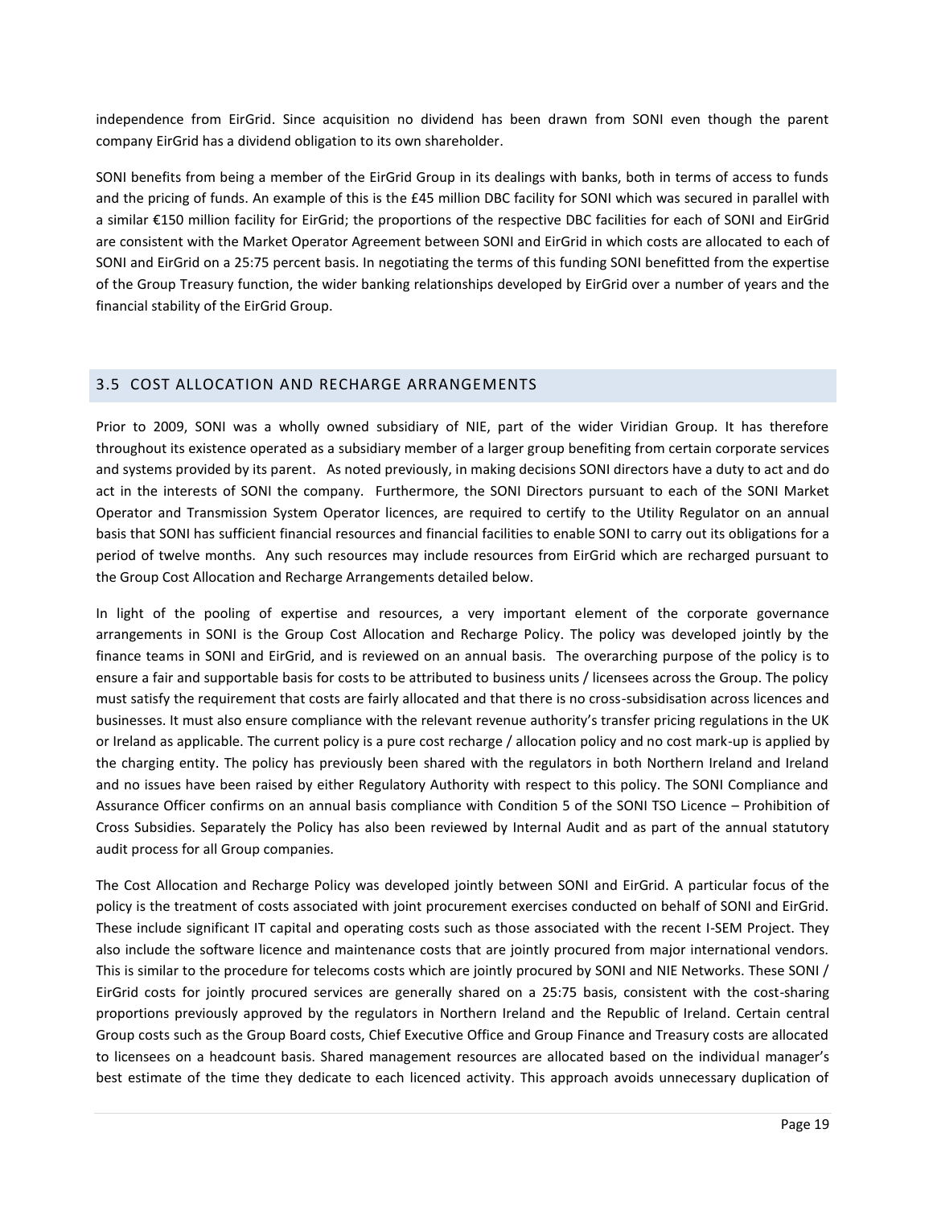independence from EirGrid. Since acquisition no dividend has been drawn from SONI even though the parent company EirGrid has a dividend obligation to its own shareholder.

SONI benefits from being a member of the EirGrid Group in its dealings with banks, both in terms of access to funds and the pricing of funds. An example of this is the £45 million DBC facility for SONI which was secured in parallel with a similar €150 million facility for EirGrid; the proportions of the respective DBC facilities for each of SONI and EirGrid are consistent with the Market Operator Agreement between SONI and EirGrid in which costs are allocated to each of SONI and EirGrid on a 25:75 percent basis. In negotiating the terms of this funding SONI benefitted from the expertise of the Group Treasury function, the wider banking relationships developed by EirGrid over a number of years and the financial stability of the EirGrid Group.

## 3.5 COST ALLOCATION AND RECHARGE ARRANGEMENTS

Prior to 2009, SONI was a wholly owned subsidiary of NIE, part of the wider Viridian Group. It has therefore throughout its existence operated as a subsidiary member of a larger group benefiting from certain corporate services and systems provided by its parent. As noted previously, in making decisions SONI directors have a duty to act and do act in the interests of SONI the company. Furthermore, the SONI Directors pursuant to each of the SONI Market Operator and Transmission System Operator licences, are required to certify to the Utility Regulator on an annual basis that SONI has sufficient financial resources and financial facilities to enable SONI to carry out its obligations for a period of twelve months. Any such resources may include resources from EirGrid which are recharged pursuant to the Group Cost Allocation and Recharge Arrangements detailed below.

In light of the pooling of expertise and resources, a very important element of the corporate governance arrangements in SONI is the Group Cost Allocation and Recharge Policy. The policy was developed jointly by the finance teams in SONI and EirGrid, and is reviewed on an annual basis. The overarching purpose of the policy is to ensure a fair and supportable basis for costs to be attributed to business units / licensees across the Group. The policy must satisfy the requirement that costs are fairly allocated and that there is no cross-subsidisation across licences and businesses. It must also ensure compliance with the relevant revenue authority's transfer pricing regulations in the UK or Ireland as applicable. The current policy is a pure cost recharge / allocation policy and no cost mark-up is applied by the charging entity. The policy has previously been shared with the regulators in both Northern Ireland and Ireland and no issues have been raised by either Regulatory Authority with respect to this policy. The SONI Compliance and Assurance Officer confirms on an annual basis compliance with Condition 5 of the SONI TSO Licence – Prohibition of Cross Subsidies. Separately the Policy has also been reviewed by Internal Audit and as part of the annual statutory audit process for all Group companies.

The Cost Allocation and Recharge Policy was developed jointly between SONI and EirGrid. A particular focus of the policy is the treatment of costs associated with joint procurement exercises conducted on behalf of SONI and EirGrid. These include significant IT capital and operating costs such as those associated with the recent I-SEM Project. They also include the software licence and maintenance costs that are jointly procured from major international vendors. This is similar to the procedure for telecoms costs which are jointly procured by SONI and NIE Networks. These SONI / EirGrid costs for jointly procured services are generally shared on a 25:75 basis, consistent with the cost-sharing proportions previously approved by the regulators in Northern Ireland and the Republic of Ireland. Certain central Group costs such as the Group Board costs, Chief Executive Office and Group Finance and Treasury costs are allocated to licensees on a headcount basis. Shared management resources are allocated based on the individual manager's best estimate of the time they dedicate to each licenced activity. This approach avoids unnecessary duplication of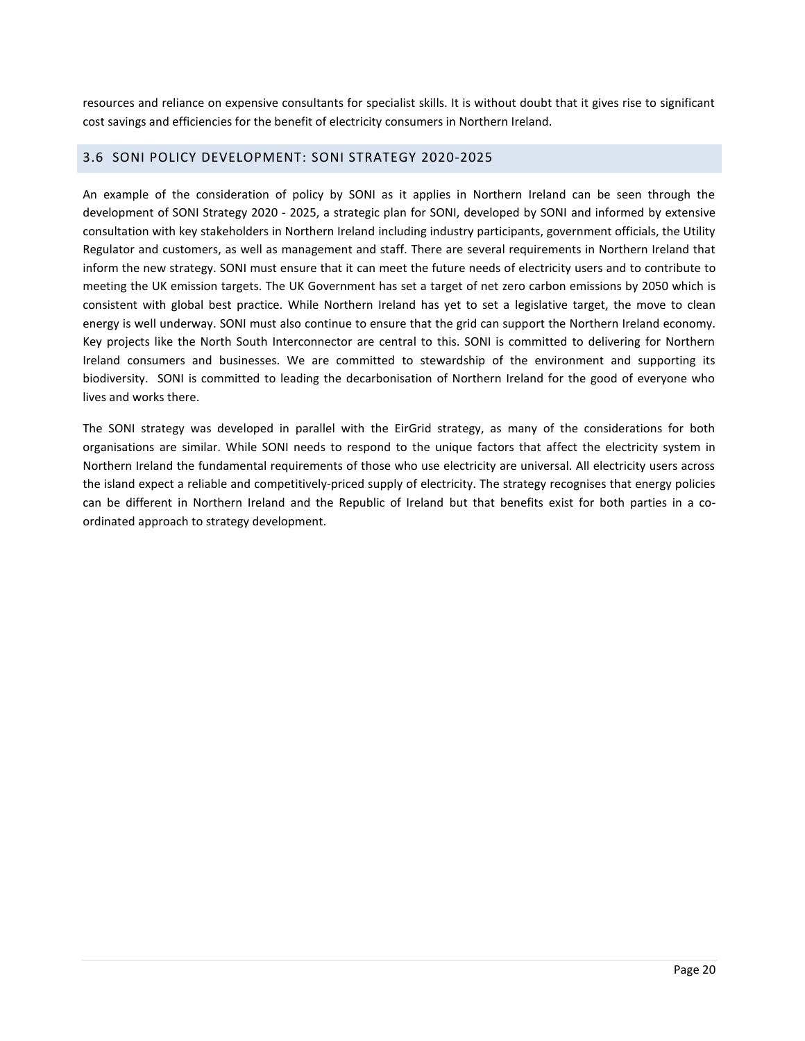resources and reliance on expensive consultants for specialist skills. It is without doubt that it gives rise to significant cost savings and efficiencies for the benefit of electricity consumers in Northern Ireland.

## 3.6 SONI POLICY DEVELOPMENT: SONI STRATEGY 2020-2025

An example of the consideration of policy by SONI as it applies in Northern Ireland can be seen through the development of SONI Strategy 2020 - 2025, a strategic plan for SONI, developed by SONI and informed by extensive consultation with key stakeholders in Northern Ireland including industry participants, government officials, the Utility Regulator and customers, as well as management and staff. There are several requirements in Northern Ireland that inform the new strategy. SONI must ensure that it can meet the future needs of electricity users and to contribute to meeting the UK emission targets. The UK Government has set a target of net zero carbon emissions by 2050 which is consistent with global best practice. While Northern Ireland has yet to set a legislative target, the move to clean energy is well underway. SONI must also continue to ensure that the grid can support the Northern Ireland economy. Key projects like the North South Interconnector are central to this. SONI is committed to delivering for Northern Ireland consumers and businesses. We are committed to stewardship of the environment and supporting its biodiversity. SONI is committed to leading the decarbonisation of Northern Ireland for the good of everyone who lives and works there.

The SONI strategy was developed in parallel with the EirGrid strategy, as many of the considerations for both organisations are similar. While SONI needs to respond to the unique factors that affect the electricity system in Northern Ireland the fundamental requirements of those who use electricity are universal. All electricity users across the island expect a reliable and competitively-priced supply of electricity. The strategy recognises that energy policies can be different in Northern Ireland and the Republic of Ireland but that benefits exist for both parties in a co-ordinated approach to strategy development.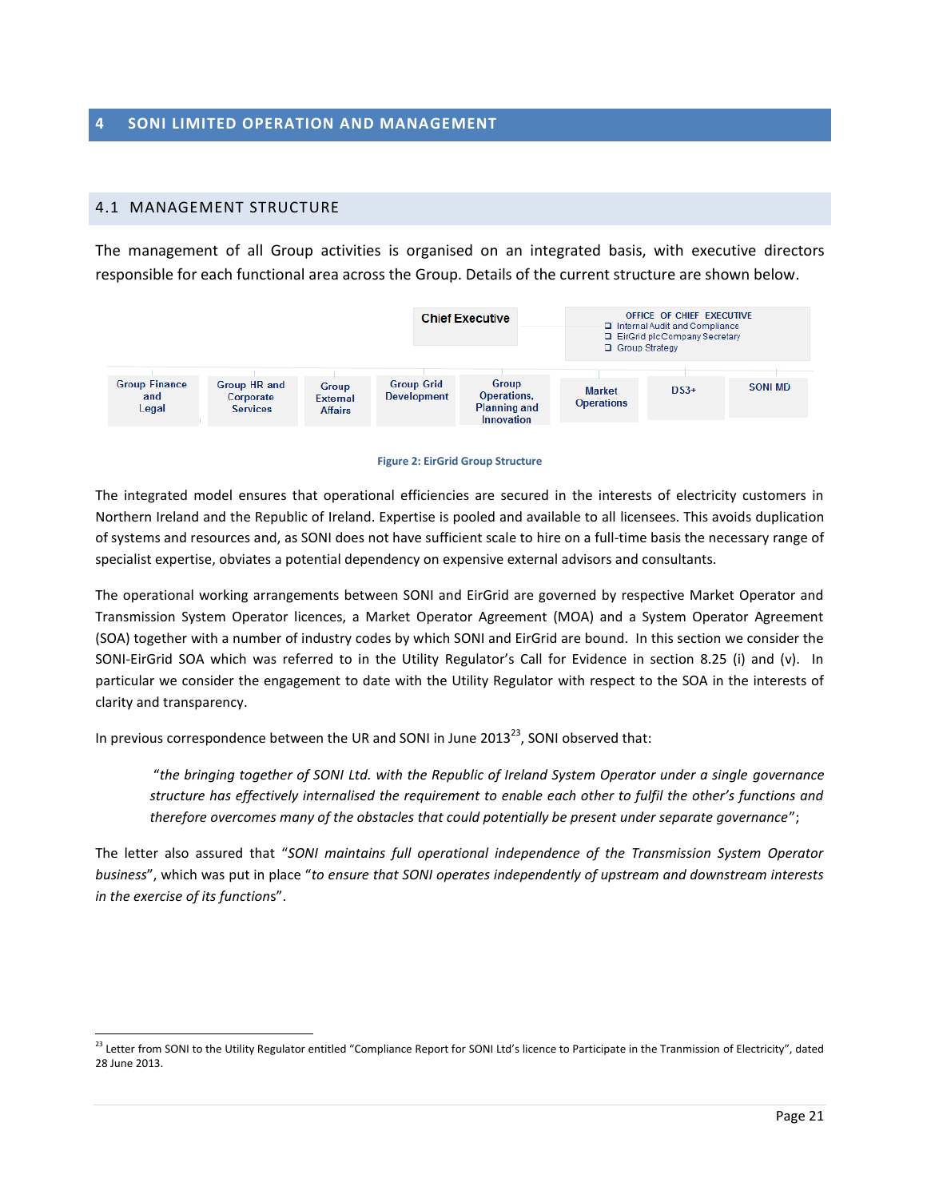# 4 SONI LIMITED OPERATION AND MANAGEMENT

## 4.1 MANAGEMENT STRUCTURE

The management of all Group activities is organised on an integrated basis, with executive directors responsible for each functional area across the Group. Details of the current structure are shown below.

**Chief Executive**

OFFICE OF CHIEF EXECUTIVE
- Internal Audit and Compliance
- EirGrid plc Company Secretary
- Group Strategy

| Group Finance and Legal | Group HR and Corporate Services | Group External Affairs | Group Grid Development | Group Operations, Planning and Innovation | Market Operations | DS3+ | SONI MD |
|---|---|---|---|---|---|---|---|

**Figure 2: EirGrid Group Structure**

The integrated model ensures that operational efficiencies are secured in the interests of electricity customers in Northern Ireland and the Republic of Ireland. Expertise is pooled and available to all licensees. This avoids duplication of systems and resources and, as SONI does not have sufficient scale to hire on a full-time basis the necessary range of specialist expertise, obviates a potential dependency on expensive external advisors and consultants.

The operational working arrangements between SONI and EirGrid are governed by respective Market Operator and Transmission System Operator licences, a Market Operator Agreement (MOA) and a System Operator Agreement (SOA) together with a number of industry codes by which SONI and EirGrid are bound. In this section we consider the SONI-EirGrid SOA which was referred to in the Utility Regulator's Call for Evidence in section 8.25 (i) and (v). In particular we consider the engagement to date with the Utility Regulator with respect to the SOA in the interests of clarity and transparency.

In previous correspondence between the UR and SONI in June 2013[23], SONI observed that:

> "*the bringing together of SONI Ltd. with the Republic of Ireland System Operator under a single governance structure has effectively internalised the requirement to enable each other to fulfil the other's functions and therefore overcomes many of the obstacles that could potentially be present under separate governance*";

The letter also assured that "*SONI maintains full operational independence of the Transmission System Operator business*", which was put in place "*to ensure that SONI operates independently of upstream and downstream interests in the exercise of its functions*".

---

[23] Letter from SONI to the Utility Regulator entitled "Compliance Report for SONI Ltd's licence to Participate in the Tranmission of Electricity", dated 28 June 2013.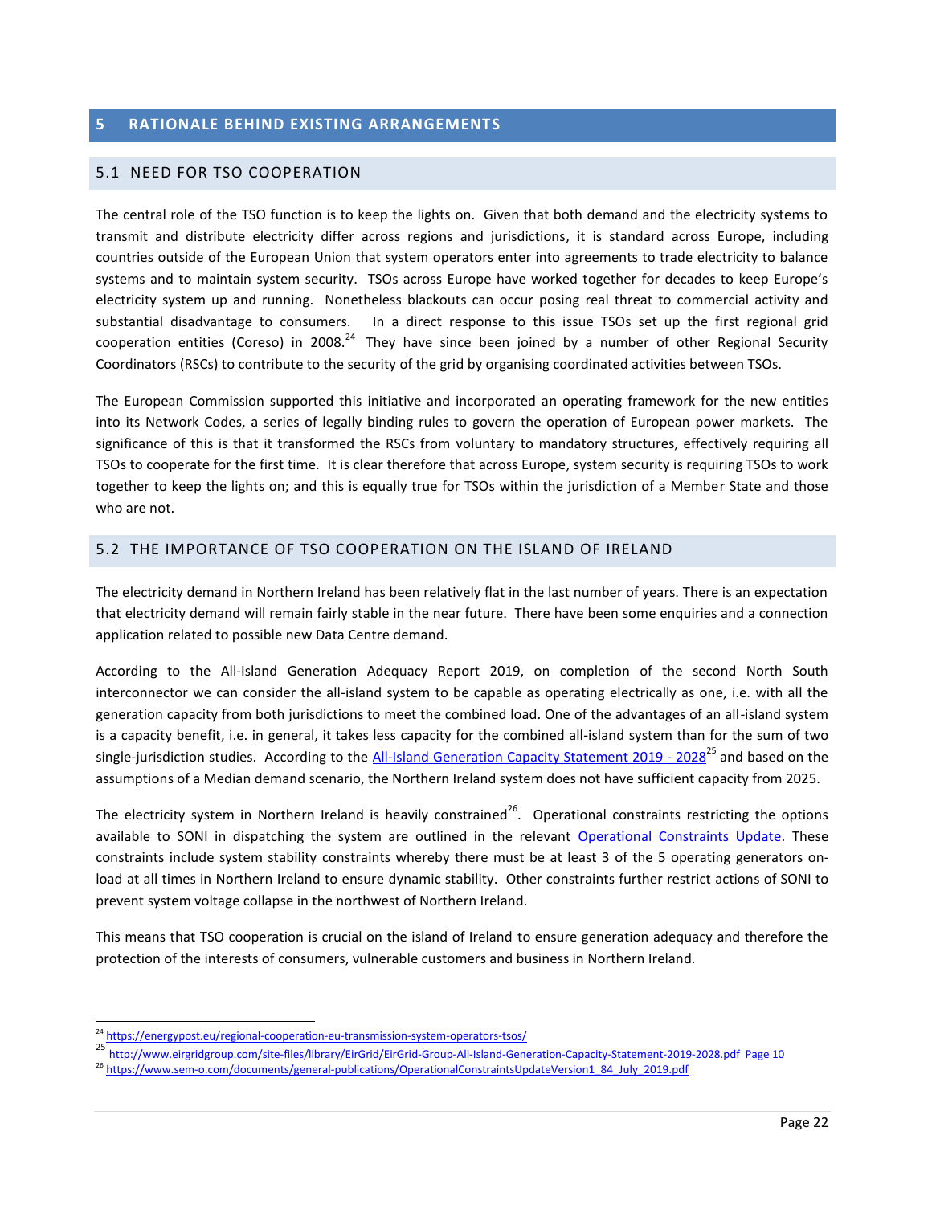# 5 RATIONALE BEHIND EXISTING ARRANGEMENTS

## 5.1 NEED FOR TSO COOPERATION

The central role of the TSO function is to keep the lights on. Given that both demand and the electricity systems to transmit and distribute electricity differ across regions and jurisdictions, it is standard across Europe, including countries outside of the European Union that system operators enter into agreements to trade electricity to balance systems and to maintain system security. TSOs across Europe have worked together for decades to keep Europe's electricity system up and running. Nonetheless blackouts can occur posing real threat to commercial activity and substantial disadvantage to consumers. In a direct response to this issue TSOs set up the first regional grid cooperation entities (Coreso) in 2008.[24] They have since been joined by a number of other Regional Security Coordinators (RSCs) to contribute to the security of the grid by organising coordinated activities between TSOs.

The European Commission supported this initiative and incorporated an operating framework for the new entities into its Network Codes, a series of legally binding rules to govern the operation of European power markets. The significance of this is that it transformed the RSCs from voluntary to mandatory structures, effectively requiring all TSOs to cooperate for the first time. It is clear therefore that across Europe, system security is requiring TSOs to work together to keep the lights on; and this is equally true for TSOs within the jurisdiction of a Member State and those who are not.

## 5.2 THE IMPORTANCE OF TSO COOPERATION ON THE ISLAND OF IRELAND

The electricity demand in Northern Ireland has been relatively flat in the last number of years. There is an expectation that electricity demand will remain fairly stable in the near future. There have been some enquiries and a connection application related to possible new Data Centre demand.

According to the All-Island Generation Adequacy Report 2019, on completion of the second North South interconnector we can consider the all-island system to be capable as operating electrically as one, i.e. with all the generation capacity from both jurisdictions to meet the combined load. One of the advantages of an all-island system is a capacity benefit, i.e. in general, it takes less capacity for the combined all-island system than for the sum of two single-jurisdiction studies. According to the [All-Island Generation Capacity Statement 2019 - 2028](http://www.eirgridgroup.com/site-files/library/EirGrid/EirGrid-Group-All-Island-Generation-Capacity-Statement-2019-2028.pdf)[25] and based on the assumptions of a Median demand scenario, the Northern Ireland system does not have sufficient capacity from 2025.

The electricity system in Northern Ireland is heavily constrained[26]. Operational constraints restricting the options available to SONI in dispatching the system are outlined in the relevant [Operational Constraints Update](https://www.sem-o.com/documents/general-publications/OperationalConstraintsUpdateVersion1_84_July_2019.pdf). These constraints include system stability constraints whereby there must be at least 3 of the 5 operating generators on-load at all times in Northern Ireland to ensure dynamic stability. Other constraints further restrict actions of SONI to prevent system voltage collapse in the northwest of Northern Ireland.

This means that TSO cooperation is crucial on the island of Ireland to ensure generation adequacy and therefore the protection of the interests of consumers, vulnerable customers and business in Northern Ireland.

---

[24] https://energypost.eu/regional-cooperation-eu-transmission-system-operators-tsos/

[25] http://www.eirgridgroup.com/site-files/library/EirGrid/EirGrid-Group-All-Island-Generation-Capacity-Statement-2019-2028.pdf Page 10

[26] https://www.sem-o.com/documents/general-publications/OperationalConstraintsUpdateVersion1_84_July_2019.pdf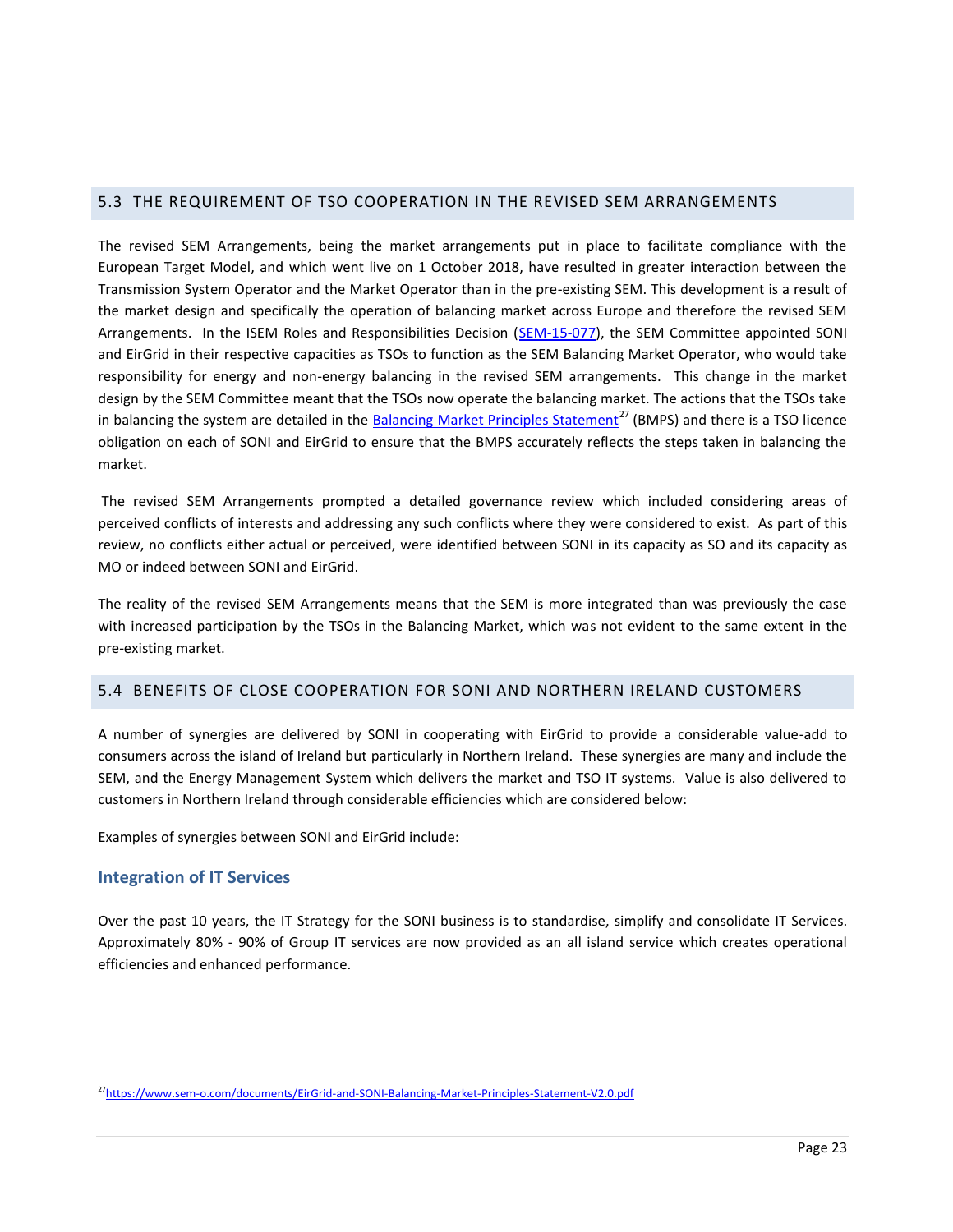## 5.3 THE REQUIREMENT OF TSO COOPERATION IN THE REVISED SEM ARRANGEMENTS

The revised SEM Arrangements, being the market arrangements put in place to facilitate compliance with the European Target Model, and which went live on 1 October 2018, have resulted in greater interaction between the Transmission System Operator and the Market Operator than in the pre-existing SEM. This development is a result of the market design and specifically the operation of balancing market across Europe and therefore the revised SEM Arrangements. In the ISEM Roles and Responsibilities Decision (SEM-15-077), the SEM Committee appointed SONI and EirGrid in their respective capacities as TSOs to function as the SEM Balancing Market Operator, who would take responsibility for energy and non-energy balancing in the revised SEM arrangements. This change in the market design by the SEM Committee meant that the TSOs now operate the balancing market. The actions that the TSOs take in balancing the system are detailed in the Balancing Market Principles Statement[27] (BMPS) and there is a TSO licence obligation on each of SONI and EirGrid to ensure that the BMPS accurately reflects the steps taken in balancing the market.

The revised SEM Arrangements prompted a detailed governance review which included considering areas of perceived conflicts of interests and addressing any such conflicts where they were considered to exist. As part of this review, no conflicts either actual or perceived, were identified between SONI in its capacity as SO and its capacity as MO or indeed between SONI and EirGrid.

The reality of the revised SEM Arrangements means that the SEM is more integrated than was previously the case with increased participation by the TSOs in the Balancing Market, which was not evident to the same extent in the pre-existing market.

## 5.4 BENEFITS OF CLOSE COOPERATION FOR SONI AND NORTHERN IRELAND CUSTOMERS

A number of synergies are delivered by SONI in cooperating with EirGrid to provide a considerable value-add to consumers across the island of Ireland but particularly in Northern Ireland. These synergies are many and include the SEM, and the Energy Management System which delivers the market and TSO IT systems. Value is also delivered to customers in Northern Ireland through considerable efficiencies which are considered below:

Examples of synergies between SONI and EirGrid include:

### Integration of IT Services

Over the past 10 years, the IT Strategy for the SONI business is to standardise, simplify and consolidate IT Services. Approximately 80% - 90% of Group IT services are now provided as an all island service which creates operational efficiencies and enhanced performance.

[27] https://www.sem-o.com/documents/EirGrid-and-SONI-Balancing-Market-Principles-Statement-V2.0.pdf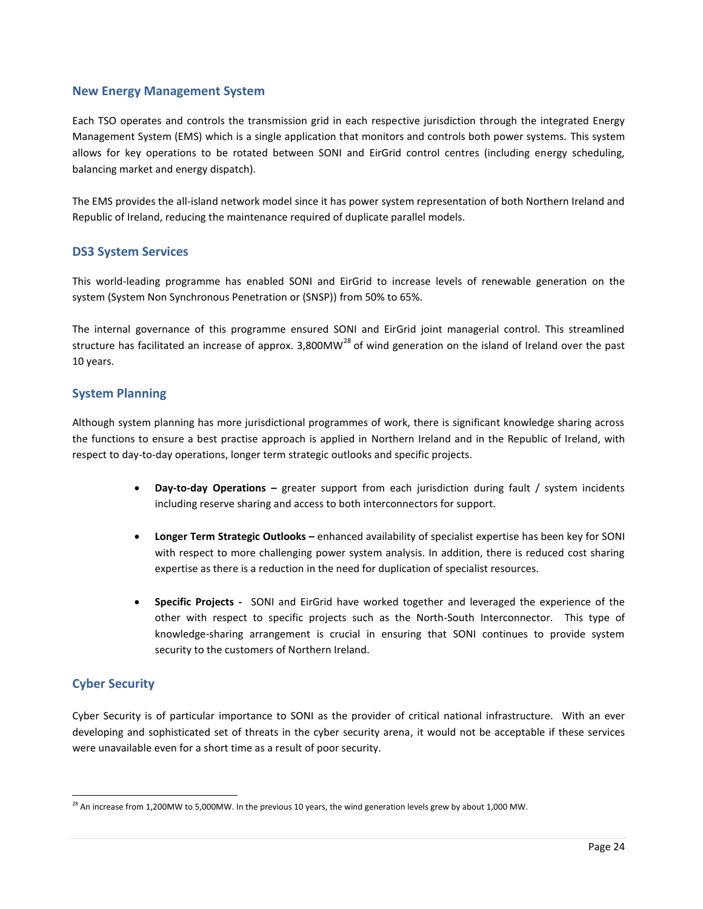## New Energy Management System

Each TSO operates and controls the transmission grid in each respective jurisdiction through the integrated Energy Management System (EMS) which is a single application that monitors and controls both power systems. This system allows for key operations to be rotated between SONI and EirGrid control centres (including energy scheduling, balancing market and energy dispatch).

The EMS provides the all-island network model since it has power system representation of both Northern Ireland and Republic of Ireland, reducing the maintenance required of duplicate parallel models.

## DS3 System Services

This world-leading programme has enabled SONI and EirGrid to increase levels of renewable generation on the system (System Non Synchronous Penetration or (SNSP)) from 50% to 65%.

The internal governance of this programme ensured SONI and EirGrid joint managerial control. This streamlined structure has facilitated an increase of approx. 3,800MW[28] of wind generation on the island of Ireland over the past 10 years.

## System Planning

Although system planning has more jurisdictional programmes of work, there is significant knowledge sharing across the functions to ensure a best practise approach is applied in Northern Ireland and in the Republic of Ireland, with respect to day-to-day operations, longer term strategic outlooks and specific projects.

- **Day-to-day Operations –** greater support from each jurisdiction during fault / system incidents including reserve sharing and access to both interconnectors for support.
- **Longer Term Strategic Outlooks –** enhanced availability of specialist expertise has been key for SONI with respect to more challenging power system analysis. In addition, there is reduced cost sharing expertise as there is a reduction in the need for duplication of specialist resources.
- **Specific Projects -** SONI and EirGrid have worked together and leveraged the experience of the other with respect to specific projects such as the North-South Interconnector. This type of knowledge-sharing arrangement is crucial in ensuring that SONI continues to provide system security to the customers of Northern Ireland.

## Cyber Security

Cyber Security is of particular importance to SONI as the provider of critical national infrastructure. With an ever developing and sophisticated set of threats in the cyber security arena, it would not be acceptable if these services were unavailable even for a short time as a result of poor security.

[28] An increase from 1,200MW to 5,000MW. In the previous 10 years, the wind generation levels grew by about 1,000 MW.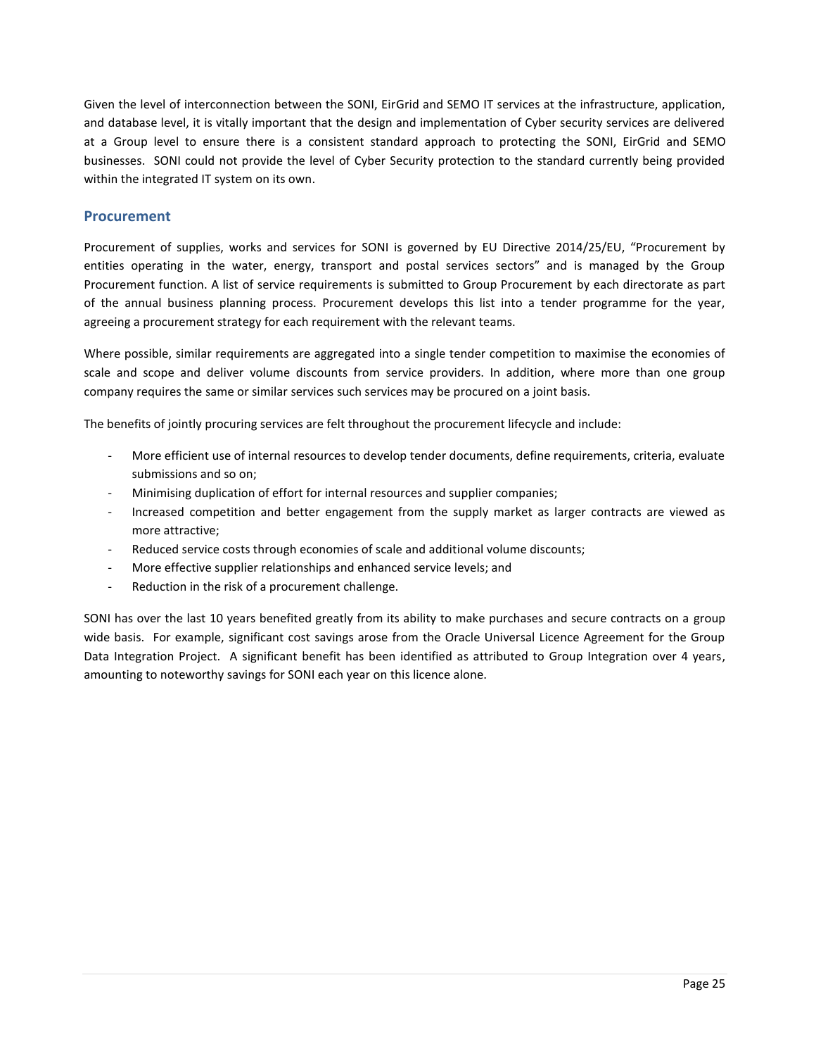Given the level of interconnection between the SONI, EirGrid and SEMO IT services at the infrastructure, application, and database level, it is vitally important that the design and implementation of Cyber security services are delivered at a Group level to ensure there is a consistent standard approach to protecting the SONI, EirGrid and SEMO businesses. SONI could not provide the level of Cyber Security protection to the standard currently being provided within the integrated IT system on its own.

## Procurement

Procurement of supplies, works and services for SONI is governed by EU Directive 2014/25/EU, "Procurement by entities operating in the water, energy, transport and postal services sectors" and is managed by the Group Procurement function. A list of service requirements is submitted to Group Procurement by each directorate as part of the annual business planning process. Procurement develops this list into a tender programme for the year, agreeing a procurement strategy for each requirement with the relevant teams.

Where possible, similar requirements are aggregated into a single tender competition to maximise the economies of scale and scope and deliver volume discounts from service providers. In addition, where more than one group company requires the same or similar services such services may be procured on a joint basis.

The benefits of jointly procuring services are felt throughout the procurement lifecycle and include:

- More efficient use of internal resources to develop tender documents, define requirements, criteria, evaluate submissions and so on;
- Minimising duplication of effort for internal resources and supplier companies;
- Increased competition and better engagement from the supply market as larger contracts are viewed as more attractive;
- Reduced service costs through economies of scale and additional volume discounts;
- More effective supplier relationships and enhanced service levels; and
- Reduction in the risk of a procurement challenge.

SONI has over the last 10 years benefited greatly from its ability to make purchases and secure contracts on a group wide basis. For example, significant cost savings arose from the Oracle Universal Licence Agreement for the Group Data Integration Project. A significant benefit has been identified as attributed to Group Integration over 4 years, amounting to noteworthy savings for SONI each year on this licence alone.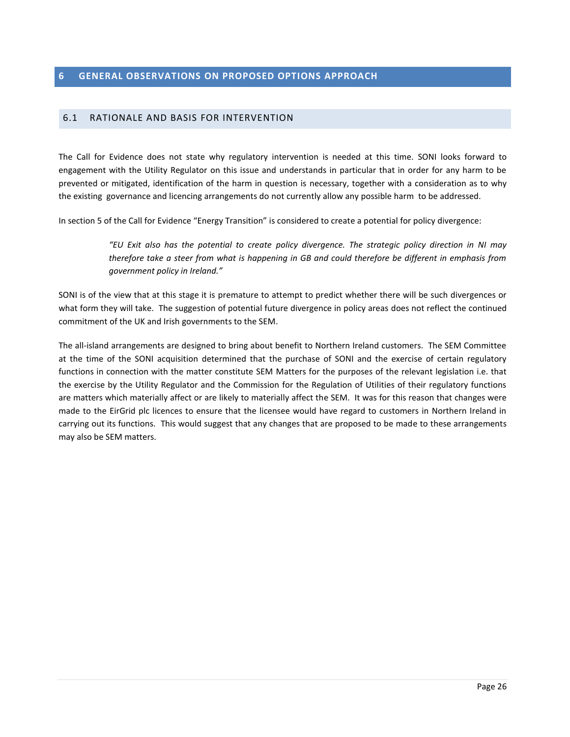# 6 GENERAL OBSERVATIONS ON PROPOSED OPTIONS APPROACH

## 6.1 RATIONALE AND BASIS FOR INTERVENTION

The Call for Evidence does not state why regulatory intervention is needed at this time. SONI looks forward to engagement with the Utility Regulator on this issue and understands in particular that in order for any harm to be prevented or mitigated, identification of the harm in question is necessary, together with a consideration as to why the existing governance and licencing arrangements do not currently allow any possible harm to be addressed.

In section 5 of the Call for Evidence "Energy Transition" is considered to create a potential for policy divergence:

> *"EU Exit also has the potential to create policy divergence. The strategic policy direction in NI may therefore take a steer from what is happening in GB and could therefore be different in emphasis from government policy in Ireland."*

SONI is of the view that at this stage it is premature to attempt to predict whether there will be such divergences or what form they will take. The suggestion of potential future divergence in policy areas does not reflect the continued commitment of the UK and Irish governments to the SEM.

The all-island arrangements are designed to bring about benefit to Northern Ireland customers. The SEM Committee at the time of the SONI acquisition determined that the purchase of SONI and the exercise of certain regulatory functions in connection with the matter constitute SEM Matters for the purposes of the relevant legislation i.e. that the exercise by the Utility Regulator and the Commission for the Regulation of Utilities of their regulatory functions are matters which materially affect or are likely to materially affect the SEM. It was for this reason that changes were made to the EirGrid plc licences to ensure that the licensee would have regard to customers in Northern Ireland in carrying out its functions. This would suggest that any changes that are proposed to be made to these arrangements may also be SEM matters.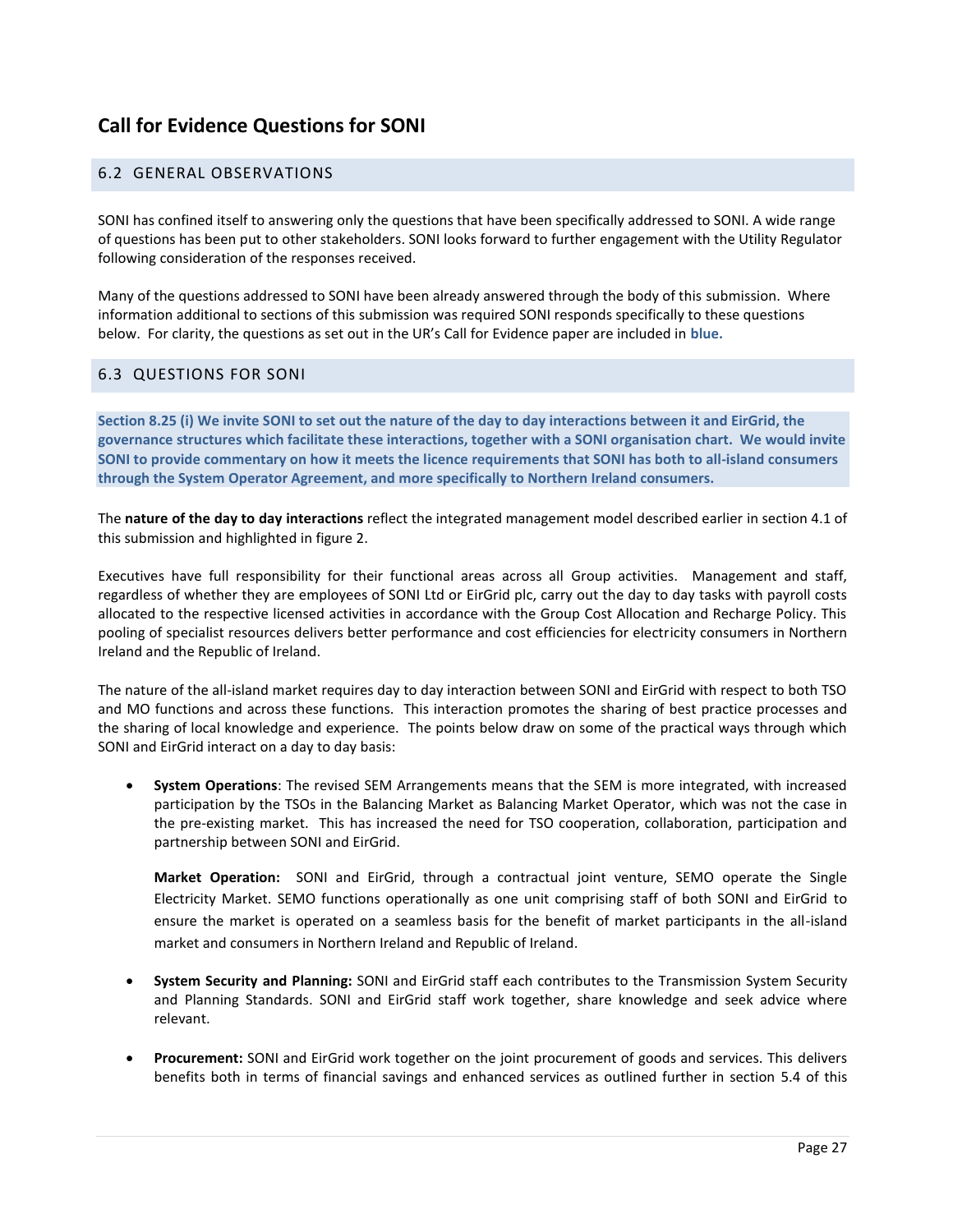# Call for Evidence Questions for SONI

## 6.2 GENERAL OBSERVATIONS

SONI has confined itself to answering only the questions that have been specifically addressed to SONI. A wide range of questions has been put to other stakeholders. SONI looks forward to further engagement with the Utility Regulator following consideration of the responses received.

Many of the questions addressed to SONI have been already answered through the body of this submission. Where information additional to sections of this submission was required SONI responds specifically to these questions below. For clarity, the questions as set out in the UR's Call for Evidence paper are included in **blue.**

## 6.3 QUESTIONS FOR SONI

**Section 8.25 (i) We invite SONI to set out the nature of the day to day interactions between it and EirGrid, the governance structures which facilitate these interactions, together with a SONI organisation chart. We would invite SONI to provide commentary on how it meets the licence requirements that SONI has both to all-island consumers through the System Operator Agreement, and more specifically to Northern Ireland consumers.**

The **nature of the day to day interactions** reflect the integrated management model described earlier in section 4.1 of this submission and highlighted in figure 2.

Executives have full responsibility for their functional areas across all Group activities. Management and staff, regardless of whether they are employees of SONI Ltd or EirGrid plc, carry out the day to day tasks with payroll costs allocated to the respective licensed activities in accordance with the Group Cost Allocation and Recharge Policy. This pooling of specialist resources delivers better performance and cost efficiencies for electricity consumers in Northern Ireland and the Republic of Ireland.

The nature of the all-island market requires day to day interaction between SONI and EirGrid with respect to both TSO and MO functions and across these functions. This interaction promotes the sharing of best practice processes and the sharing of local knowledge and experience. The points below draw on some of the practical ways through which SONI and EirGrid interact on a day to day basis:

- **System Operations**: The revised SEM Arrangements means that the SEM is more integrated, with increased participation by the TSOs in the Balancing Market as Balancing Market Operator, which was not the case in the pre-existing market. This has increased the need for TSO cooperation, collaboration, participation and partnership between SONI and EirGrid.

  **Market Operation:** SONI and EirGrid, through a contractual joint venture, SEMO operate the Single Electricity Market. SEMO functions operationally as one unit comprising staff of both SONI and EirGrid to ensure the market is operated on a seamless basis for the benefit of market participants in the all-island market and consumers in Northern Ireland and Republic of Ireland.

- **System Security and Planning:** SONI and EirGrid staff each contributes to the Transmission System Security and Planning Standards. SONI and EirGrid staff work together, share knowledge and seek advice where relevant.

- **Procurement:** SONI and EirGrid work together on the joint procurement of goods and services. This delivers benefits both in terms of financial savings and enhanced services as outlined further in section 5.4 of this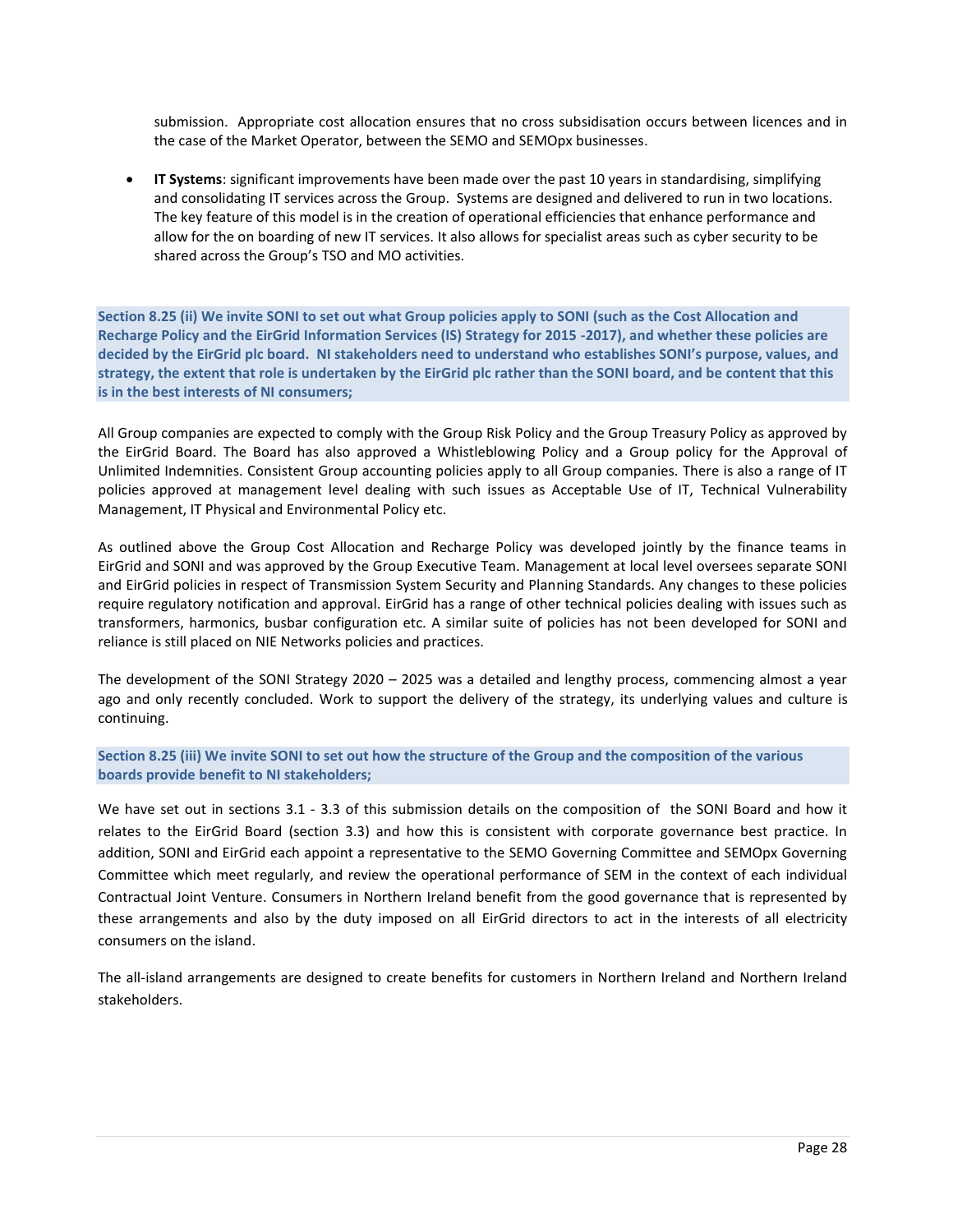submission. Appropriate cost allocation ensures that no cross subsidisation occurs between licences and in the case of the Market Operator, between the SEMO and SEMOpx businesses.

- **IT Systems**: significant improvements have been made over the past 10 years in standardising, simplifying and consolidating IT services across the Group. Systems are designed and delivered to run in two locations. The key feature of this model is in the creation of operational efficiencies that enhance performance and allow for the on boarding of new IT services. It also allows for specialist areas such as cyber security to be shared across the Group's TSO and MO activities.

**Section 8.25 (ii) We invite SONI to set out what Group policies apply to SONI (such as the Cost Allocation and Recharge Policy and the EirGrid Information Services (IS) Strategy for 2015 -2017), and whether these policies are decided by the EirGrid plc board. NI stakeholders need to understand who establishes SONI's purpose, values, and strategy, the extent that role is undertaken by the EirGrid plc rather than the SONI board, and be content that this is in the best interests of NI consumers;**

All Group companies are expected to comply with the Group Risk Policy and the Group Treasury Policy as approved by the EirGrid Board. The Board has also approved a Whistleblowing Policy and a Group policy for the Approval of Unlimited Indemnities. Consistent Group accounting policies apply to all Group companies. There is also a range of IT policies approved at management level dealing with such issues as Acceptable Use of IT, Technical Vulnerability Management, IT Physical and Environmental Policy etc.

As outlined above the Group Cost Allocation and Recharge Policy was developed jointly by the finance teams in EirGrid and SONI and was approved by the Group Executive Team. Management at local level oversees separate SONI and EirGrid policies in respect of Transmission System Security and Planning Standards. Any changes to these policies require regulatory notification and approval. EirGrid has a range of other technical policies dealing with issues such as transformers, harmonics, busbar configuration etc. A similar suite of policies has not been developed for SONI and reliance is still placed on NIE Networks policies and practices.

The development of the SONI Strategy 2020 – 2025 was a detailed and lengthy process, commencing almost a year ago and only recently concluded. Work to support the delivery of the strategy, its underlying values and culture is continuing.

**Section 8.25 (iii) We invite SONI to set out how the structure of the Group and the composition of the various boards provide benefit to NI stakeholders;**

We have set out in sections 3.1 - 3.3 of this submission details on the composition of the SONI Board and how it relates to the EirGrid Board (section 3.3) and how this is consistent with corporate governance best practice. In addition, SONI and EirGrid each appoint a representative to the SEMO Governing Committee and SEMOpx Governing Committee which meet regularly, and review the operational performance of SEM in the context of each individual Contractual Joint Venture. Consumers in Northern Ireland benefit from the good governance that is represented by these arrangements and also by the duty imposed on all EirGrid directors to act in the interests of all electricity consumers on the island.

The all-island arrangements are designed to create benefits for customers in Northern Ireland and Northern Ireland stakeholders.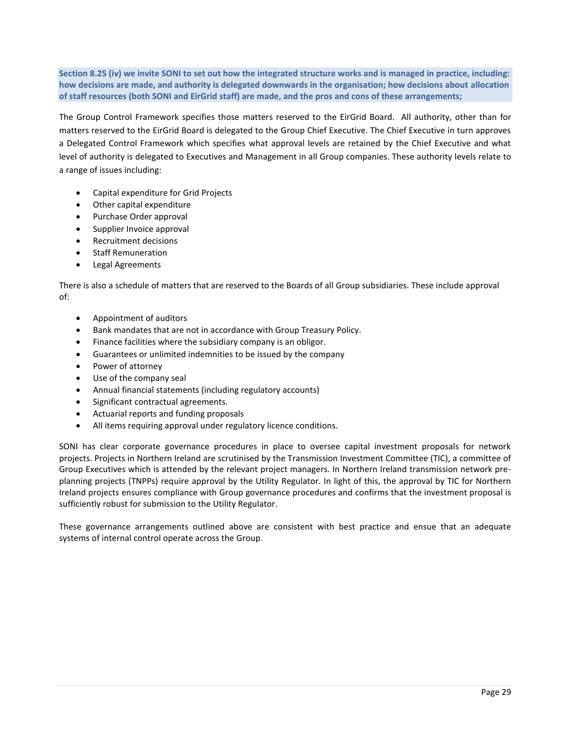**Section 8.25 (iv) we invite SONI to set out how the integrated structure works and is managed in practice, including: how decisions are made, and authority is delegated downwards in the organisation; how decisions about allocation of staff resources (both SONI and EirGrid staff) are made, and the pros and cons of these arrangements;**

The Group Control Framework specifies those matters reserved to the EirGrid Board. All authority, other than for matters reserved to the EirGrid Board is delegated to the Group Chief Executive. The Chief Executive in turn approves a Delegated Control Framework which specifies what approval levels are retained by the Chief Executive and what level of authority is delegated to Executives and Management in all Group companies. These authority levels relate to a range of issues including:

- Capital expenditure for Grid Projects
- Other capital expenditure
- Purchase Order approval
- Supplier Invoice approval
- Recruitment decisions
- Staff Remuneration
- Legal Agreements

There is also a schedule of matters that are reserved to the Boards of all Group subsidiaries. These include approval of:

- Appointment of auditors
- Bank mandates that are not in accordance with Group Treasury Policy.
- Finance facilities where the subsidiary company is an obligor.
- Guarantees or unlimited indemnities to be issued by the company
- Power of attorney
- Use of the company seal
- Annual financial statements (including regulatory accounts)
- Significant contractual agreements.
- Actuarial reports and funding proposals
- All items requiring approval under regulatory licence conditions.

SONI has clear corporate governance procedures in place to oversee capital investment proposals for network projects. Projects in Northern Ireland are scrutinised by the Transmission Investment Committee (TIC), a committee of Group Executives which is attended by the relevant project managers. In Northern Ireland transmission network pre-planning projects (TNPPs) require approval by the Utility Regulator. In light of this, the approval by TIC for Northern Ireland projects ensures compliance with Group governance procedures and confirms that the investment proposal is sufficiently robust for submission to the Utility Regulator.

These governance arrangements outlined above are consistent with best practice and ensue that an adequate systems of internal control operate across the Group.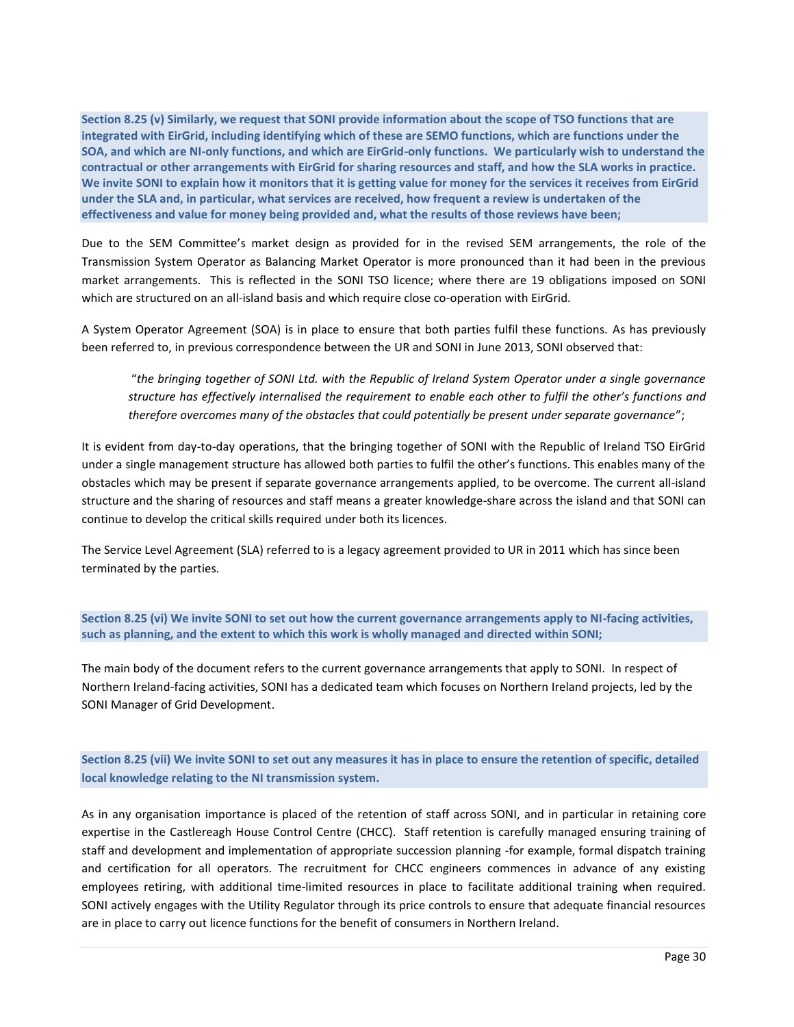**Section 8.25 (v) Similarly, we request that SONI provide information about the scope of TSO functions that are integrated with EirGrid, including identifying which of these are SEMO functions, which are functions under the SOA, and which are NI-only functions, and which are EirGrid-only functions. We particularly wish to understand the contractual or other arrangements with EirGrid for sharing resources and staff, and how the SLA works in practice. We invite SONI to explain how it monitors that it is getting value for money for the services it receives from EirGrid under the SLA and, in particular, what services are received, how frequent a review is undertaken of the effectiveness and value for money being provided and, what the results of those reviews have been;**

Due to the SEM Committee's market design as provided for in the revised SEM arrangements, the role of the Transmission System Operator as Balancing Market Operator is more pronounced than it had been in the previous market arrangements. This is reflected in the SONI TSO licence; where there are 19 obligations imposed on SONI which are structured on an all-island basis and which require close co-operation with EirGrid.

A System Operator Agreement (SOA) is in place to ensure that both parties fulfil these functions. As has previously been referred to, in previous correspondence between the UR and SONI in June 2013, SONI observed that:

> "*the bringing together of SONI Ltd. with the Republic of Ireland System Operator under a single governance structure has effectively internalised the requirement to enable each other to fulfil the other's functions and therefore overcomes many of the obstacles that could potentially be present under separate governance*";

It is evident from day-to-day operations, that the bringing together of SONI with the Republic of Ireland TSO EirGrid under a single management structure has allowed both parties to fulfil the other's functions. This enables many of the obstacles which may be present if separate governance arrangements applied, to be overcome. The current all-island structure and the sharing of resources and staff means a greater knowledge-share across the island and that SONI can continue to develop the critical skills required under both its licences.

The Service Level Agreement (SLA) referred to is a legacy agreement provided to UR in 2011 which has since been terminated by the parties.

**Section 8.25 (vi) We invite SONI to set out how the current governance arrangements apply to NI-facing activities, such as planning, and the extent to which this work is wholly managed and directed within SONI;**

The main body of the document refers to the current governance arrangements that apply to SONI. In respect of Northern Ireland-facing activities, SONI has a dedicated team which focuses on Northern Ireland projects, led by the SONI Manager of Grid Development.

**Section 8.25 (vii) We invite SONI to set out any measures it has in place to ensure the retention of specific, detailed local knowledge relating to the NI transmission system.**

As in any organisation importance is placed of the retention of staff across SONI, and in particular in retaining core expertise in the Castlereagh House Control Centre (CHCC). Staff retention is carefully managed ensuring training of staff and development and implementation of appropriate succession planning -for example, formal dispatch training and certification for all operators. The recruitment for CHCC engineers commences in advance of any existing employees retiring, with additional time-limited resources in place to facilitate additional training when required. SONI actively engages with the Utility Regulator through its price controls to ensure that adequate financial resources are in place to carry out licence functions for the benefit of consumers in Northern Ireland.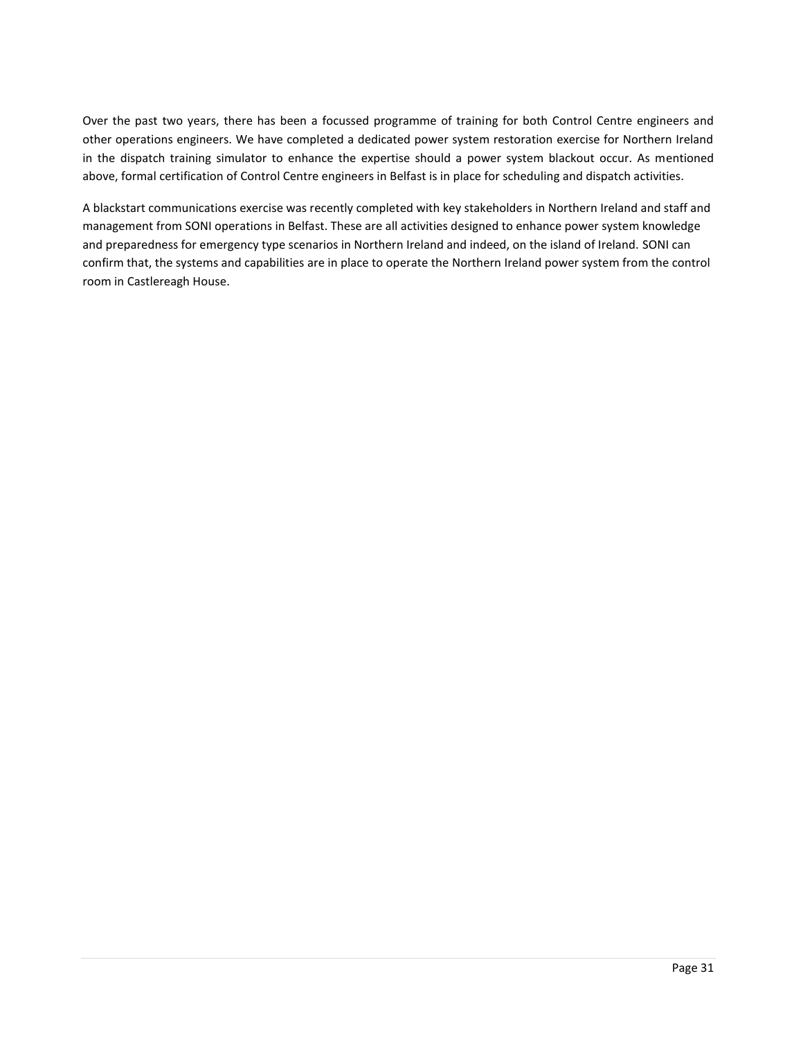Over the past two years, there has been a focussed programme of training for both Control Centre engineers and other operations engineers. We have completed a dedicated power system restoration exercise for Northern Ireland in the dispatch training simulator to enhance the expertise should a power system blackout occur. As mentioned above, formal certification of Control Centre engineers in Belfast is in place for scheduling and dispatch activities.

A blackstart communications exercise was recently completed with key stakeholders in Northern Ireland and staff and management from SONI operations in Belfast. These are all activities designed to enhance power system knowledge and preparedness for emergency type scenarios in Northern Ireland and indeed, on the island of Ireland. SONI can confirm that, the systems and capabilities are in place to operate the Northern Ireland power system from the control room in Castlereagh House.